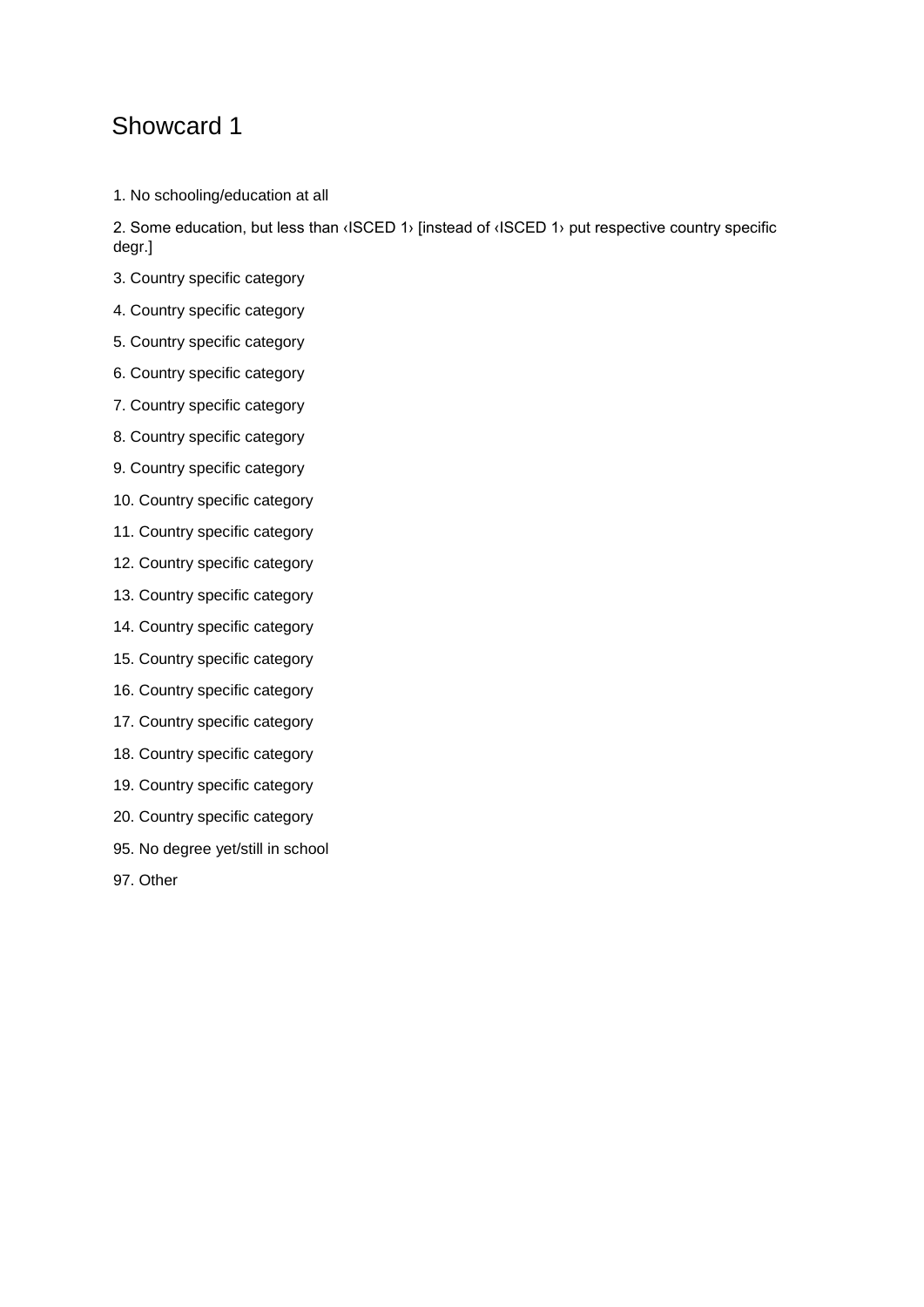# Showcard 1

1. No schooling/education at all

2. Some education, but less than ‹ISCED 1› [instead of ‹ISCED 1› put respective country specific degr.]

3. Country specific category

4. Country specific category

5. Country specific category

6. Country specific category

7. Country specific category

8. Country specific category

9. Country specific category

10. Country specific category

11. Country specific category

12. Country specific category

13. Country specific category

14. Country specific category

15. Country specific category

16. Country specific category

17. Country specific category

18. Country specific category

19. Country specific category

20. Country specific category

95. No degree yet/still in school

97. Other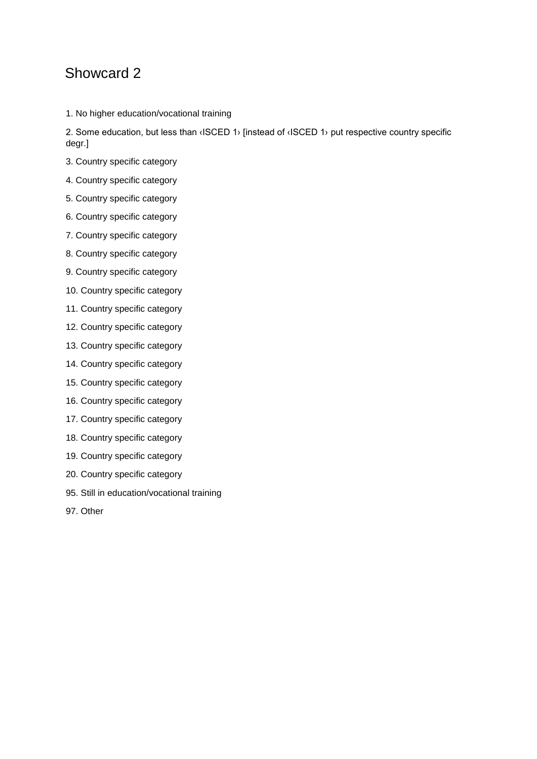# Showcard 2

1. No higher education/vocational training

2. Some education, but less than ‹ISCED 1› [instead of ‹ISCED 1› put respective country specific degr.]

3. Country specific category

4. Country specific category

5. Country specific category

6. Country specific category

7. Country specific category

8. Country specific category

9. Country specific category

10. Country specific category

11. Country specific category

12. Country specific category

13. Country specific category

14. Country specific category

15. Country specific category

16. Country specific category

17. Country specific category

18. Country specific category

19. Country specific category

20. Country specific category

95. Still in education/vocational training

97. Other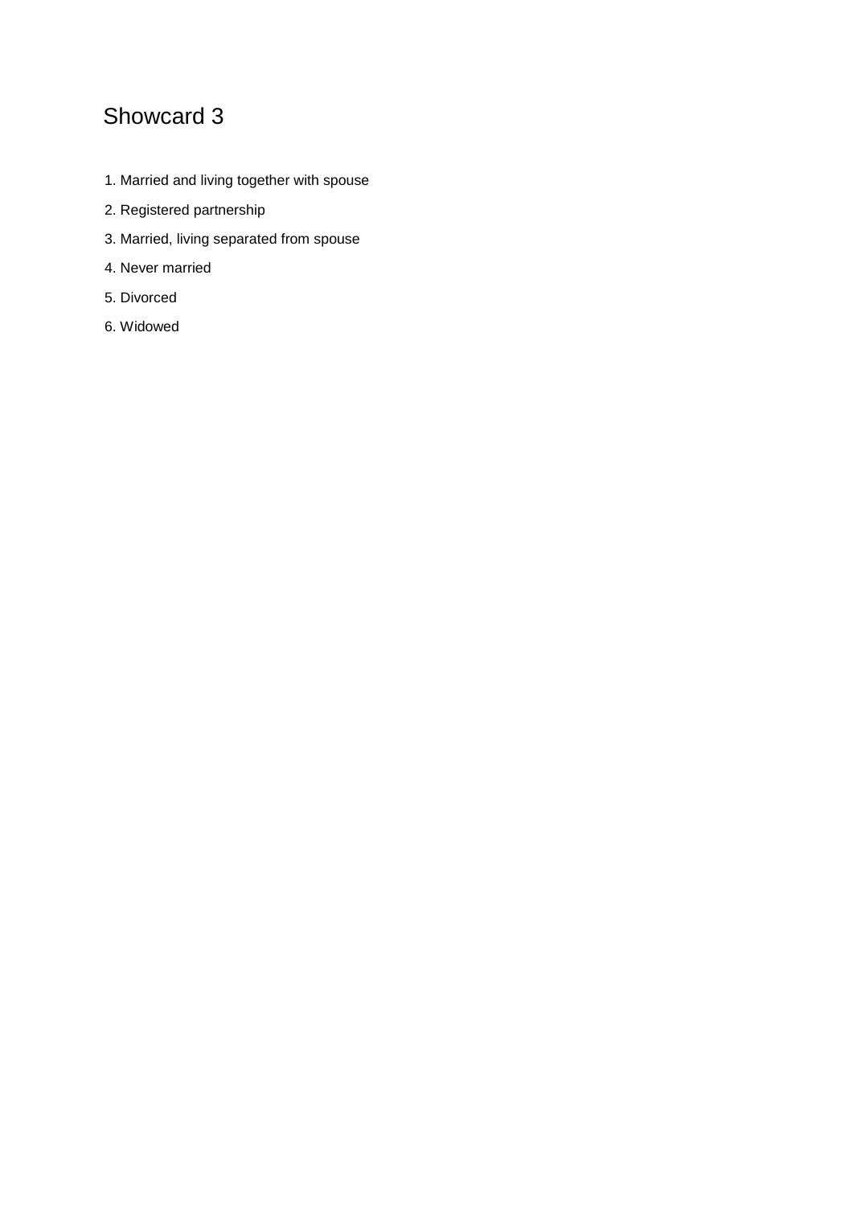# Showcard 3

1. Married and living together with spouse
2. Registered partnership
3. Married, living separated from spouse
4. Never married
5. Divorced
6. Widowed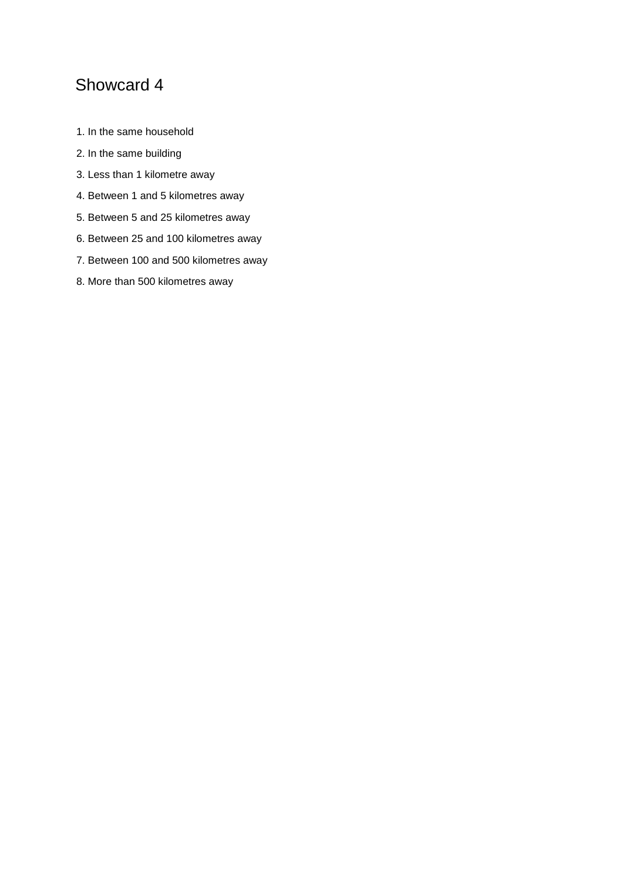# Showcard 4

1. In the same household
2. In the same building
3. Less than 1 kilometre away
4. Between 1 and 5 kilometres away
5. Between 5 and 25 kilometres away
6. Between 25 and 100 kilometres away
7. Between 100 and 500 kilometres away
8. More than 500 kilometres away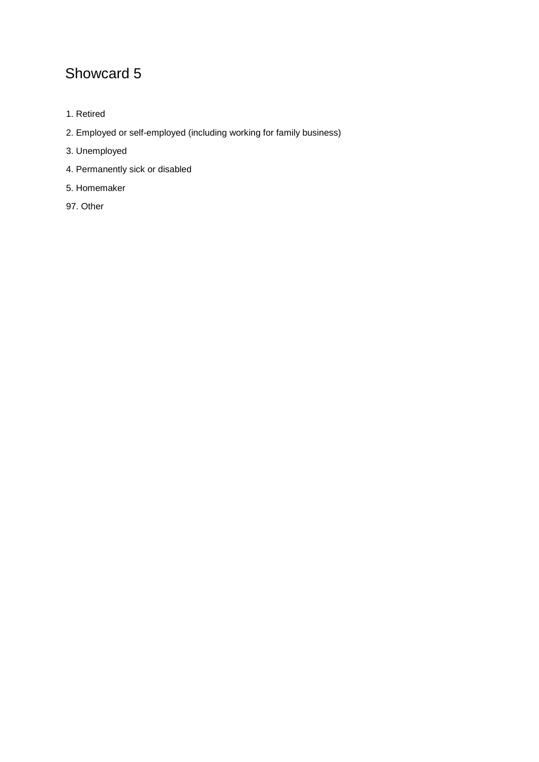# Showcard 5

1. Retired
2. Employed or self-employed (including working for family business)
3. Unemployed
4. Permanently sick or disabled
5. Homemaker

97. Other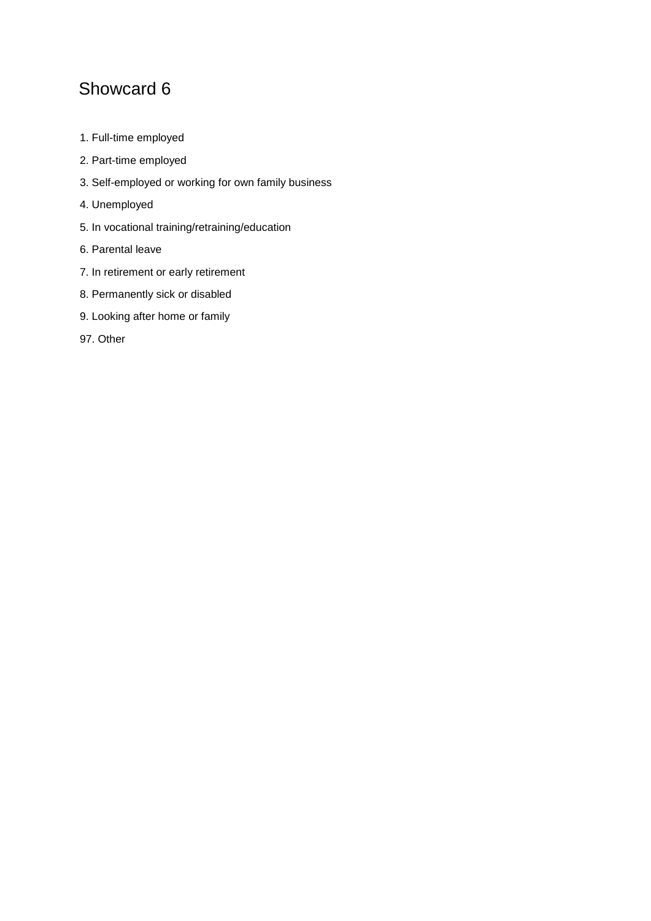# Showcard 6

1. Full-time employed
2. Part-time employed
3. Self-employed or working for own family business
4. Unemployed
5. In vocational training/retraining/education
6. Parental leave
7. In retirement or early retirement
8. Permanently sick or disabled
9. Looking after home or family

97. Other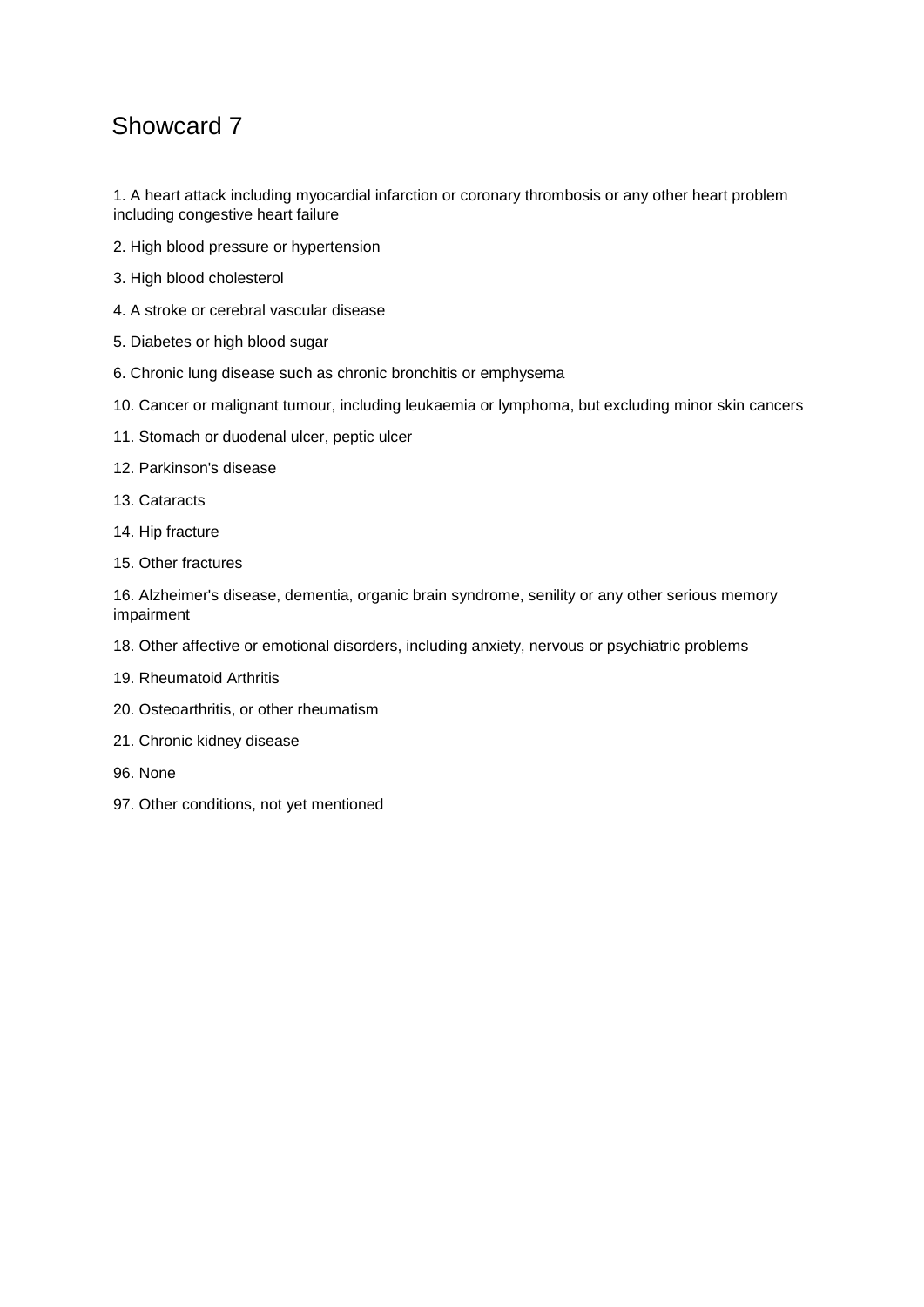# Showcard 7

1. A heart attack including myocardial infarction or coronary thrombosis or any other heart problem including congestive heart failure

2. High blood pressure or hypertension

3. High blood cholesterol

4. A stroke or cerebral vascular disease

5. Diabetes or high blood sugar

6. Chronic lung disease such as chronic bronchitis or emphysema

10. Cancer or malignant tumour, including leukaemia or lymphoma, but excluding minor skin cancers

11. Stomach or duodenal ulcer, peptic ulcer

12. Parkinson's disease

13. Cataracts

14. Hip fracture

15. Other fractures

16. Alzheimer's disease, dementia, organic brain syndrome, senility or any other serious memory impairment

18. Other affective or emotional disorders, including anxiety, nervous or psychiatric problems

19. Rheumatoid Arthritis

20. Osteoarthritis, or other rheumatism

21. Chronic kidney disease

96. None

97. Other conditions, not yet mentioned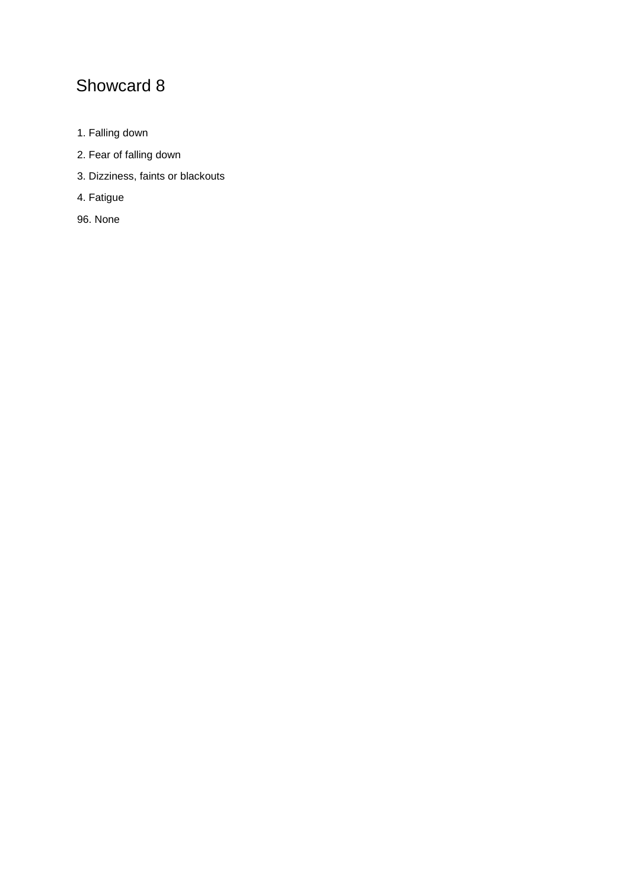# Showcard 8

1. Falling down
2. Fear of falling down
3. Dizziness, faints or blackouts
4. Fatigue

96. None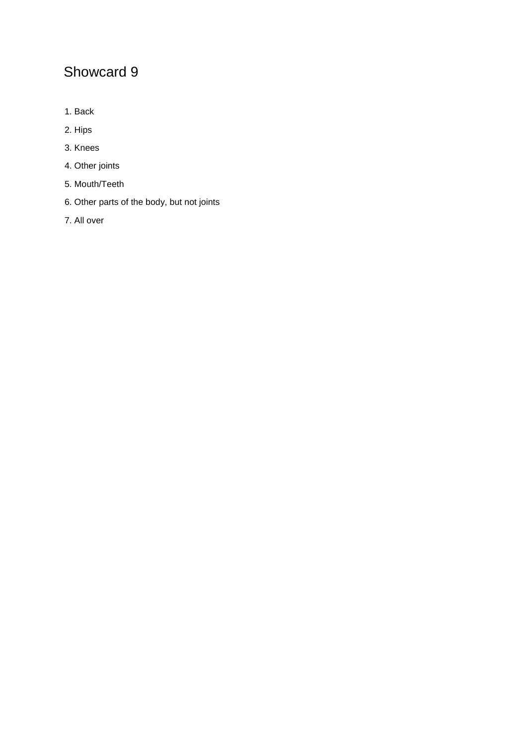# Showcard 9

1. Back
2. Hips
3. Knees
4. Other joints
5. Mouth/Teeth
6. Other parts of the body, but not joints
7. All over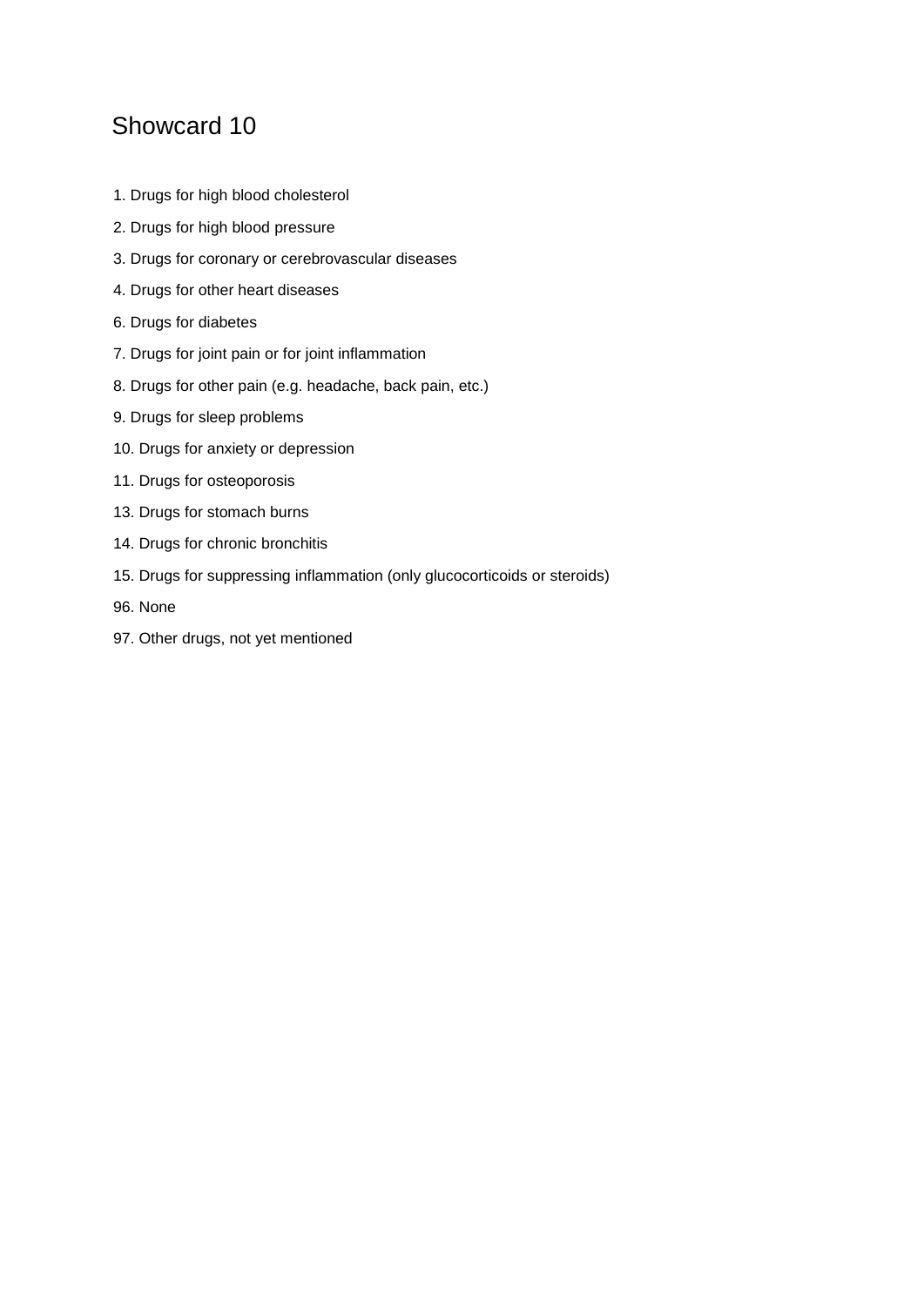# Showcard 10

1. Drugs for high blood cholesterol
2. Drugs for high blood pressure
3. Drugs for coronary or cerebrovascular diseases
4. Drugs for other heart diseases
6. Drugs for diabetes
7. Drugs for joint pain or for joint inflammation
8. Drugs for other pain (e.g. headache, back pain, etc.)
9. Drugs for sleep problems
10. Drugs for anxiety or depression
11. Drugs for osteoporosis
13. Drugs for stomach burns
14. Drugs for chronic bronchitis
15. Drugs for suppressing inflammation (only glucocorticoids or steroids)
96. None
97. Other drugs, not yet mentioned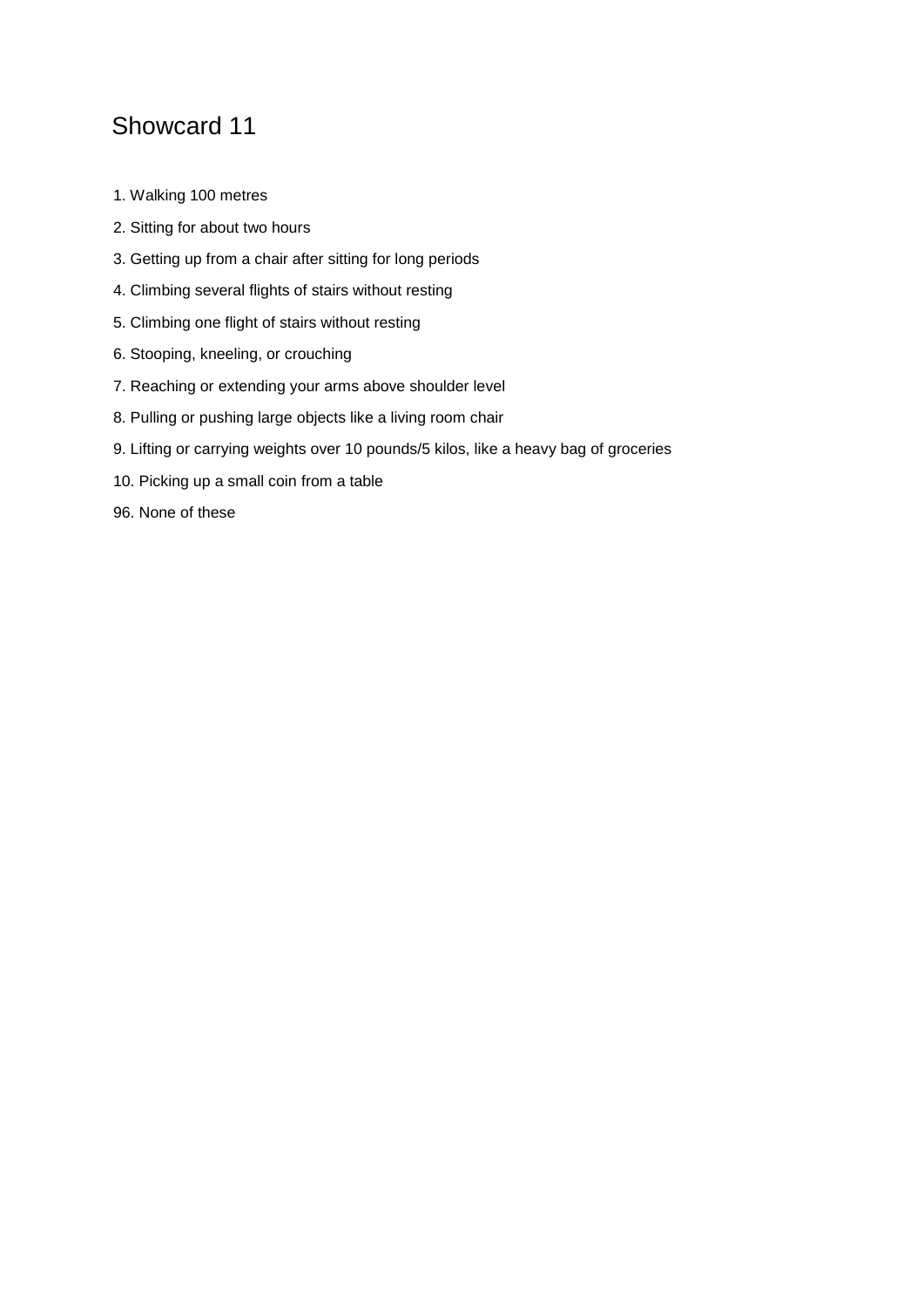# Showcard 11

1. Walking 100 metres
2. Sitting for about two hours
3. Getting up from a chair after sitting for long periods
4. Climbing several flights of stairs without resting
5. Climbing one flight of stairs without resting
6. Stooping, kneeling, or crouching
7. Reaching or extending your arms above shoulder level
8. Pulling or pushing large objects like a living room chair
9. Lifting or carrying weights over 10 pounds/5 kilos, like a heavy bag of groceries
10. Picking up a small coin from a table

96. None of these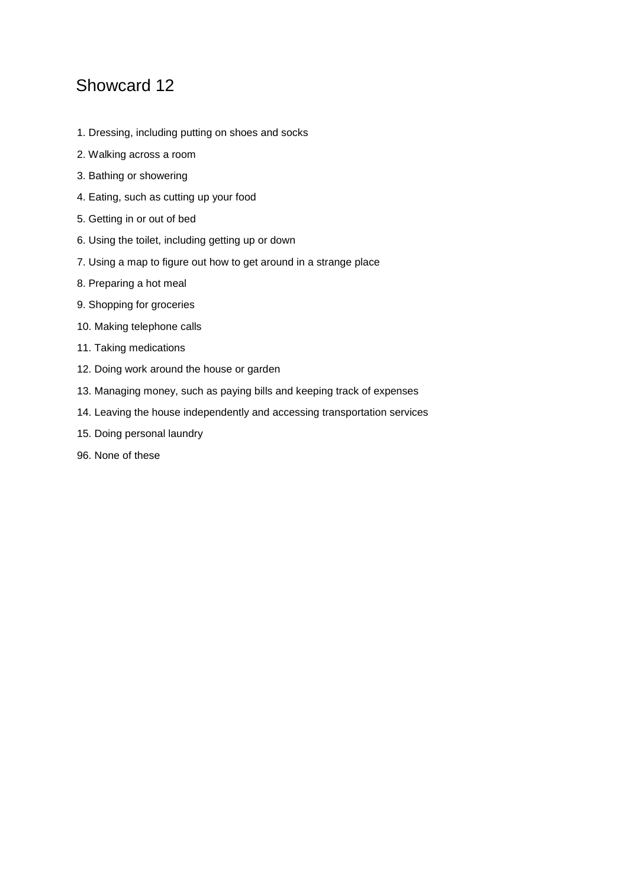# Showcard 12

1. Dressing, including putting on shoes and socks
2. Walking across a room
3. Bathing or showering
4. Eating, such as cutting up your food
5. Getting in or out of bed
6. Using the toilet, including getting up or down
7. Using a map to figure out how to get around in a strange place
8. Preparing a hot meal
9. Shopping for groceries
10. Making telephone calls
11. Taking medications
12. Doing work around the house or garden
13. Managing money, such as paying bills and keeping track of expenses
14. Leaving the house independently and accessing transportation services
15. Doing personal laundry

96. None of these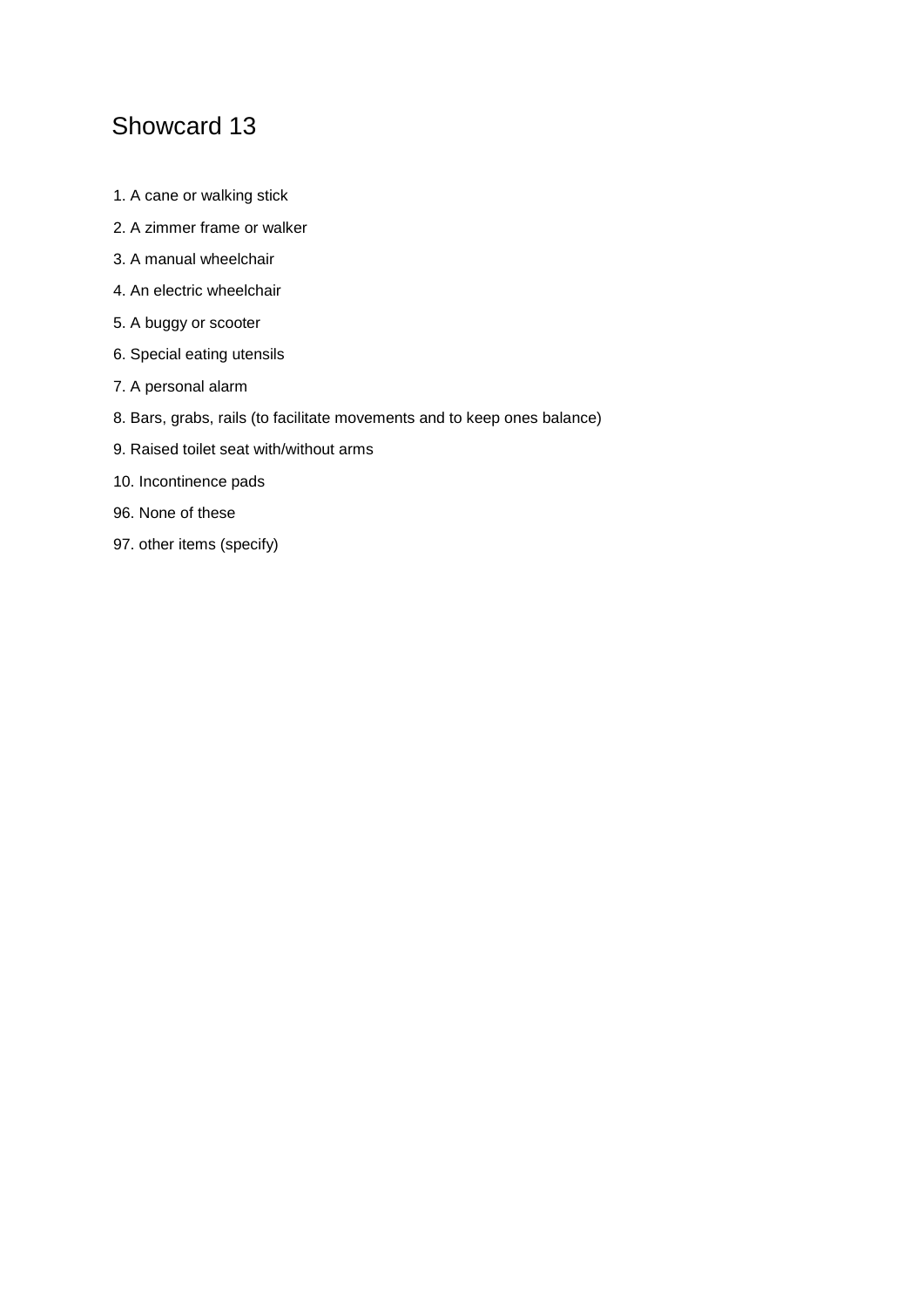# Showcard 13

1. A cane or walking stick
2. A zimmer frame or walker
3. A manual wheelchair
4. An electric wheelchair
5. A buggy or scooter
6. Special eating utensils
7. A personal alarm
8. Bars, grabs, rails (to facilitate movements and to keep ones balance)
9. Raised toilet seat with/without arms
10. Incontinence pads

96. None of these

97. other items (specify)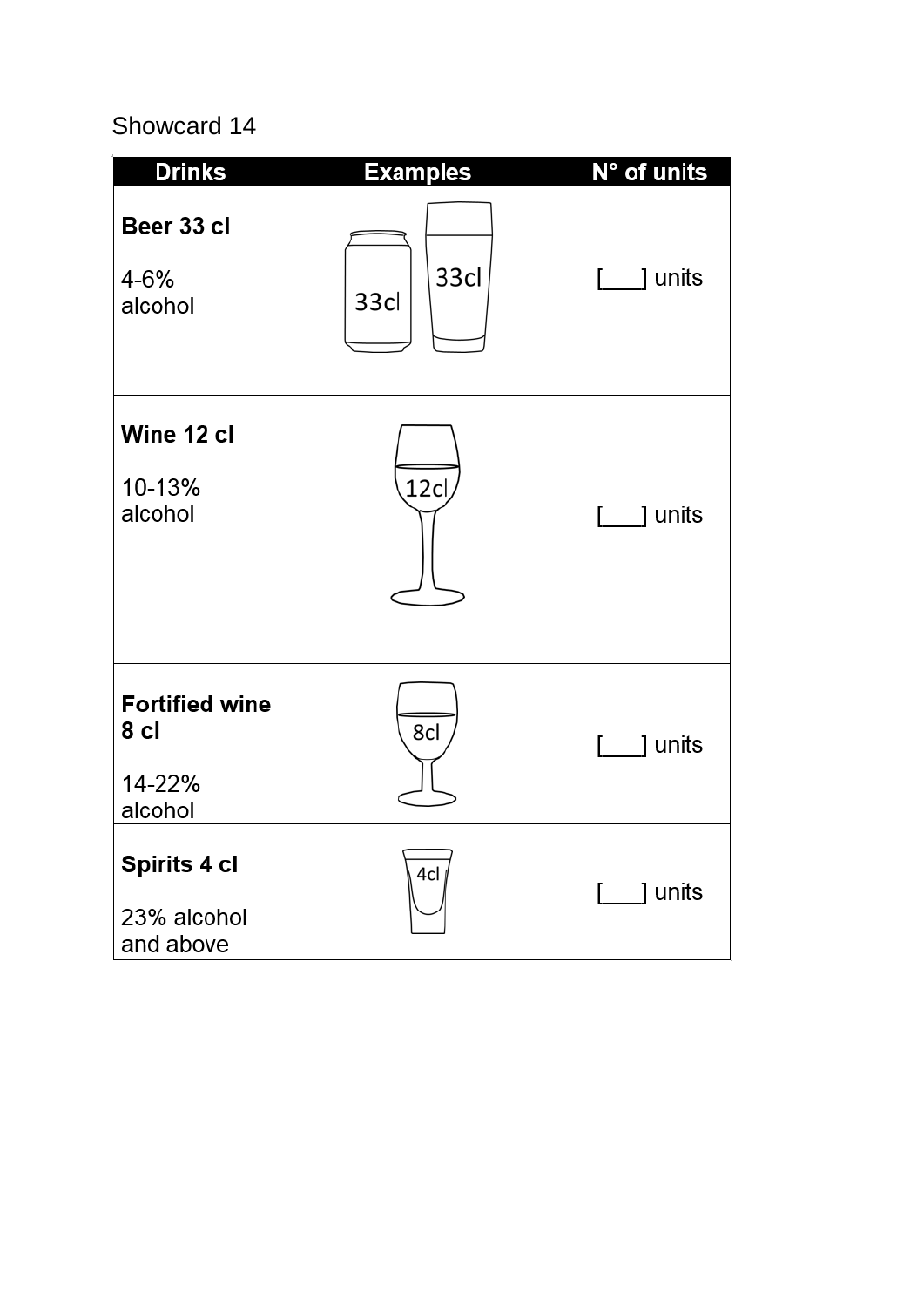Showcard 14

| Drinks | Examples | N° of units |
|---|---|---|
| **Beer 33 cl**<br><br>4-6% alcohol | 33cl 33cl | [___] units |
| **Wine 12 cl**<br><br>10-13% alcohol | 12cl | [___] units |
| **Fortified wine 8 cl**<br><br>14-22% alcohol | 8cl | [___] units |
| **Spirits 4 cl**<br><br>23% alcohol and above | 4cl | [___] units |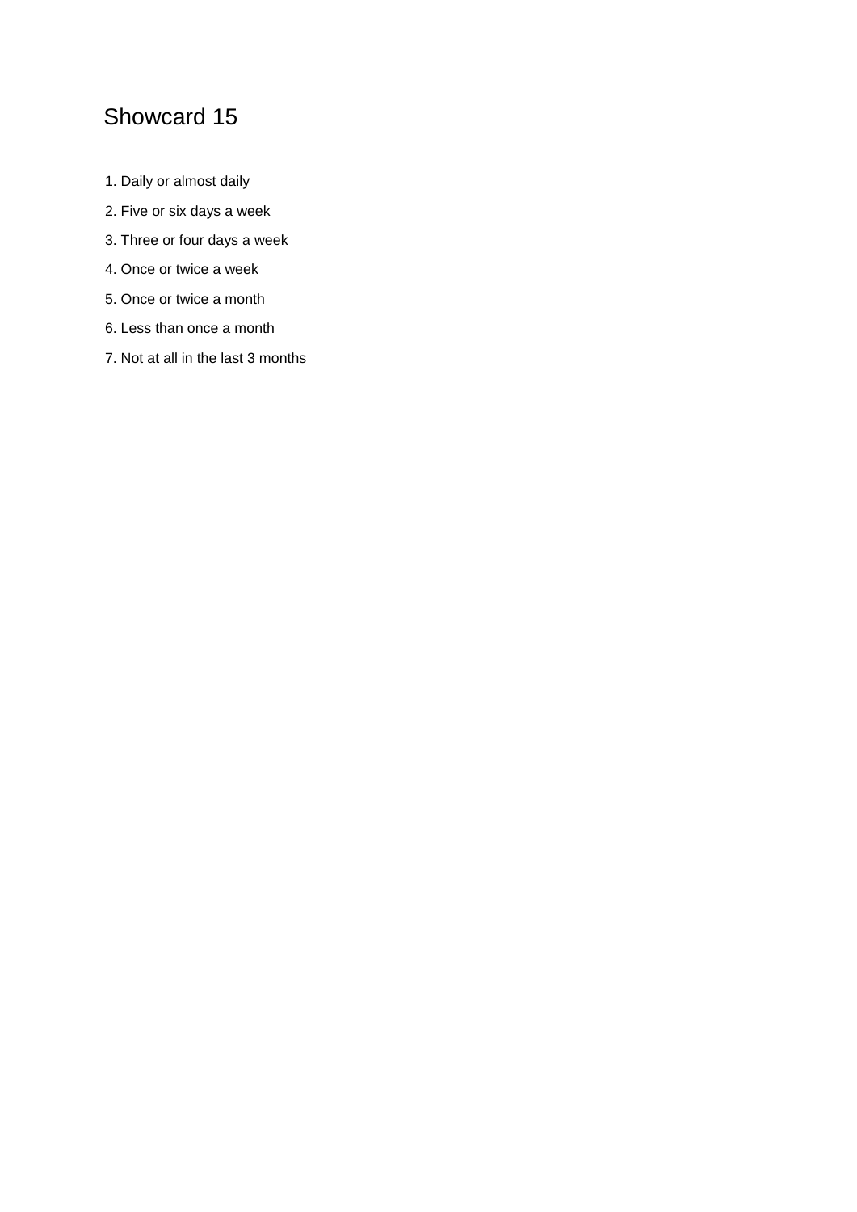# Showcard 15

1. Daily or almost daily
2. Five or six days a week
3. Three or four days a week
4. Once or twice a week
5. Once or twice a month
6. Less than once a month
7. Not at all in the last 3 months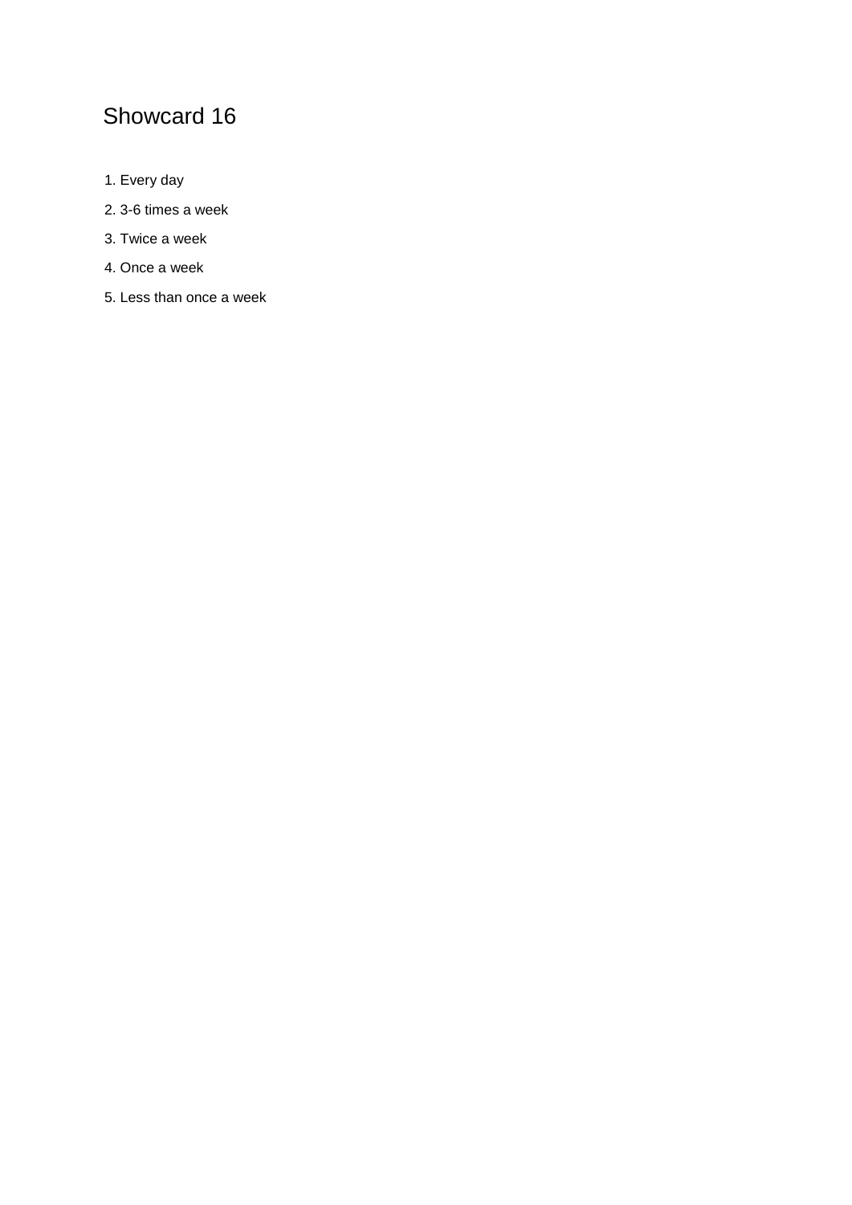# Showcard 16

1. Every day
2. 3-6 times a week
3. Twice a week
4. Once a week
5. Less than once a week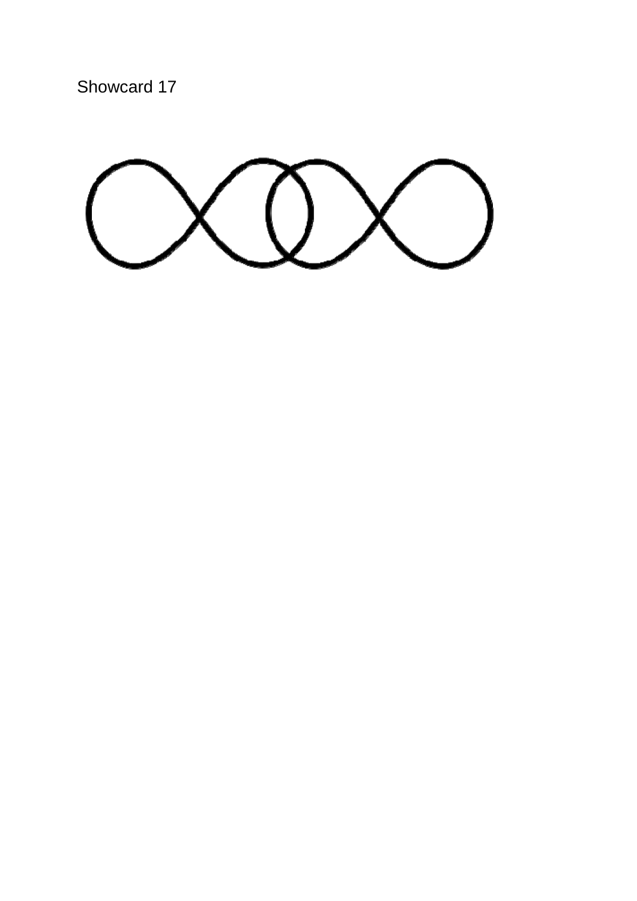Showcard 17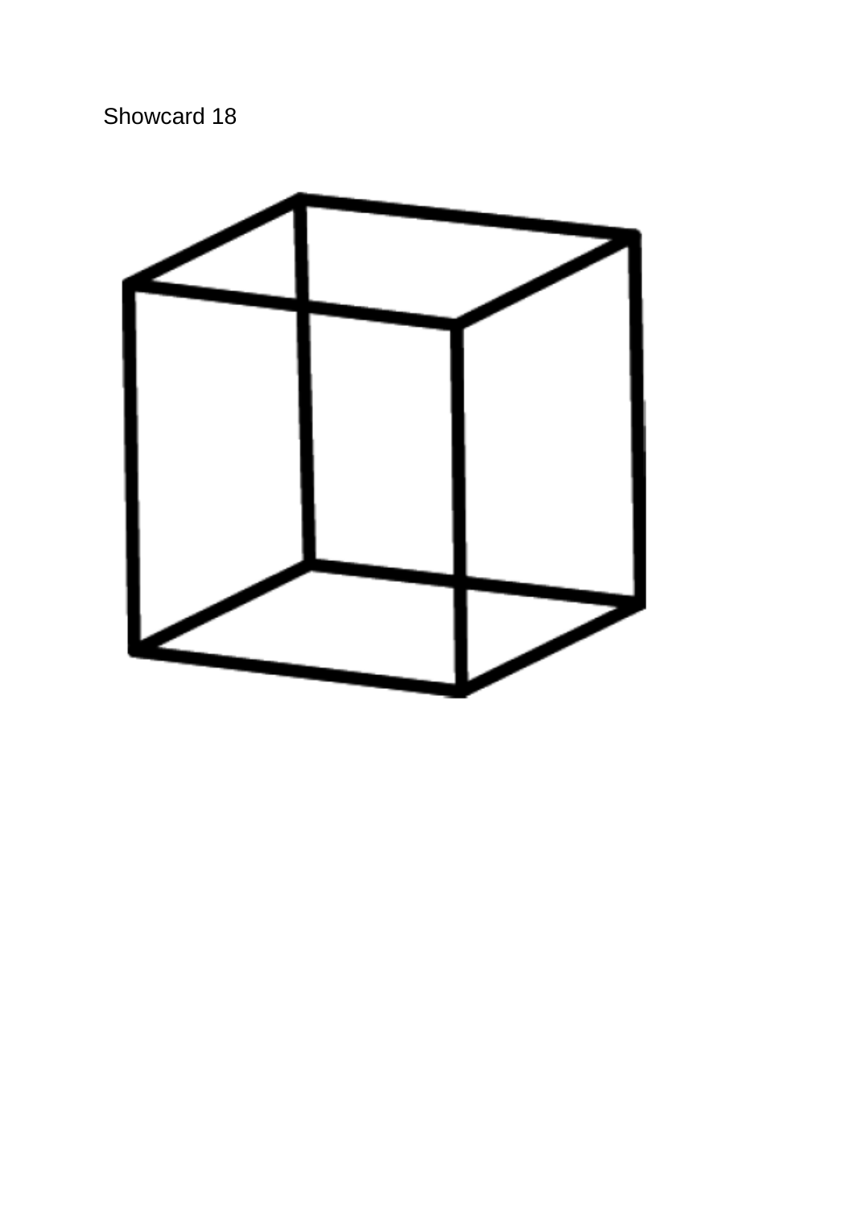Showcard 18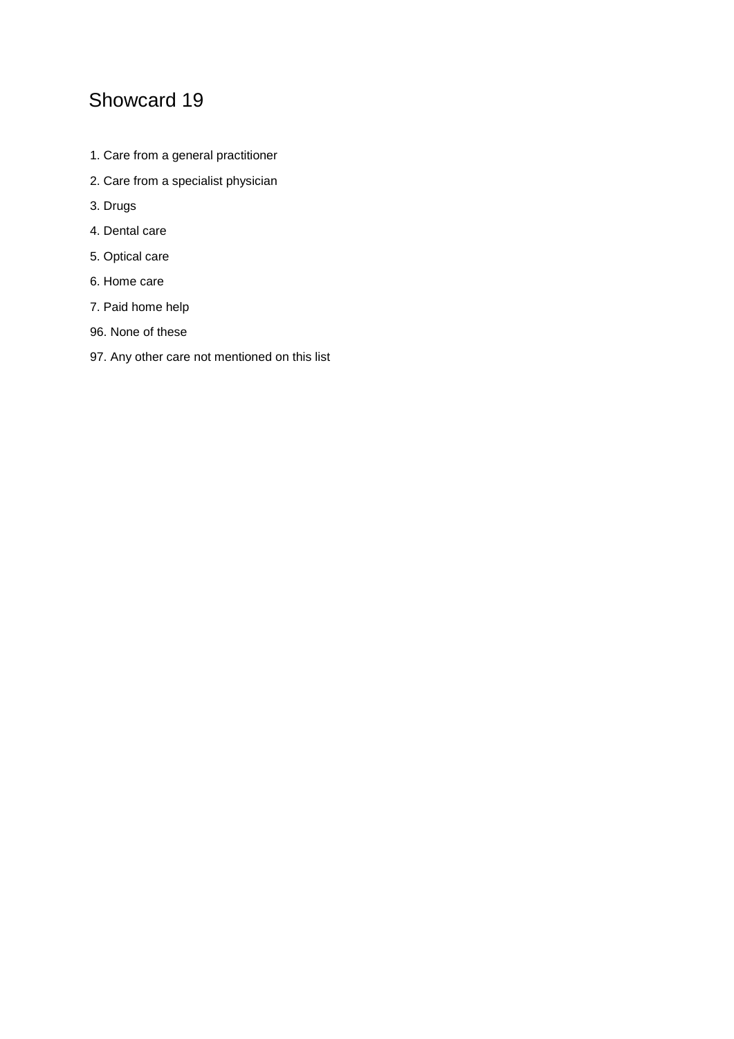# Showcard 19

1. Care from a general practitioner
2. Care from a specialist physician
3. Drugs
4. Dental care
5. Optical care
6. Home care
7. Paid home help

96. None of these

97. Any other care not mentioned on this list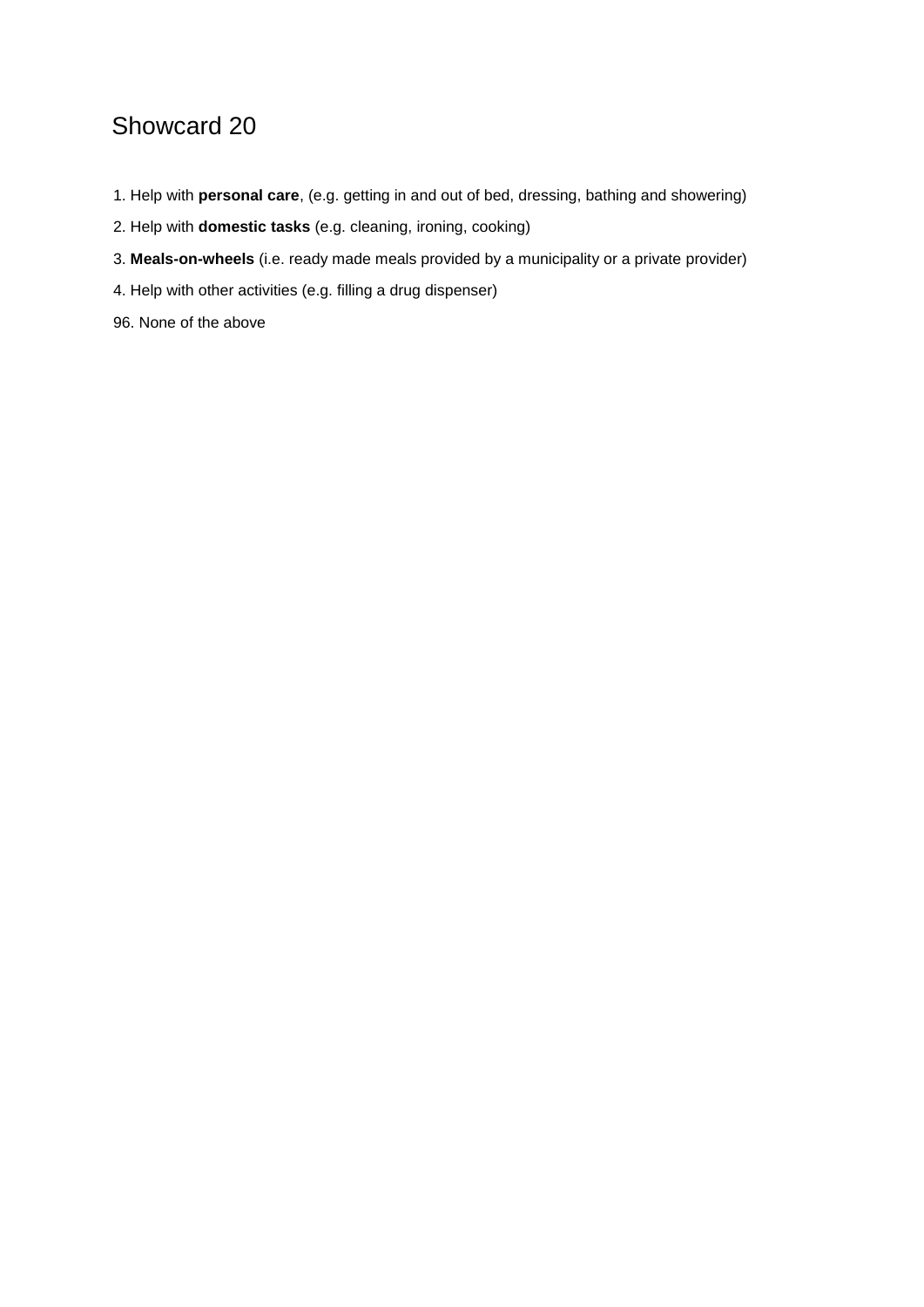# Showcard 20

1. Help with **personal care**, (e.g. getting in and out of bed, dressing, bathing and showering)

2. Help with **domestic tasks** (e.g. cleaning, ironing, cooking)

3. **Meals-on-wheels** (i.e. ready made meals provided by a municipality or a private provider)

4. Help with other activities (e.g. filling a drug dispenser)

96. None of the above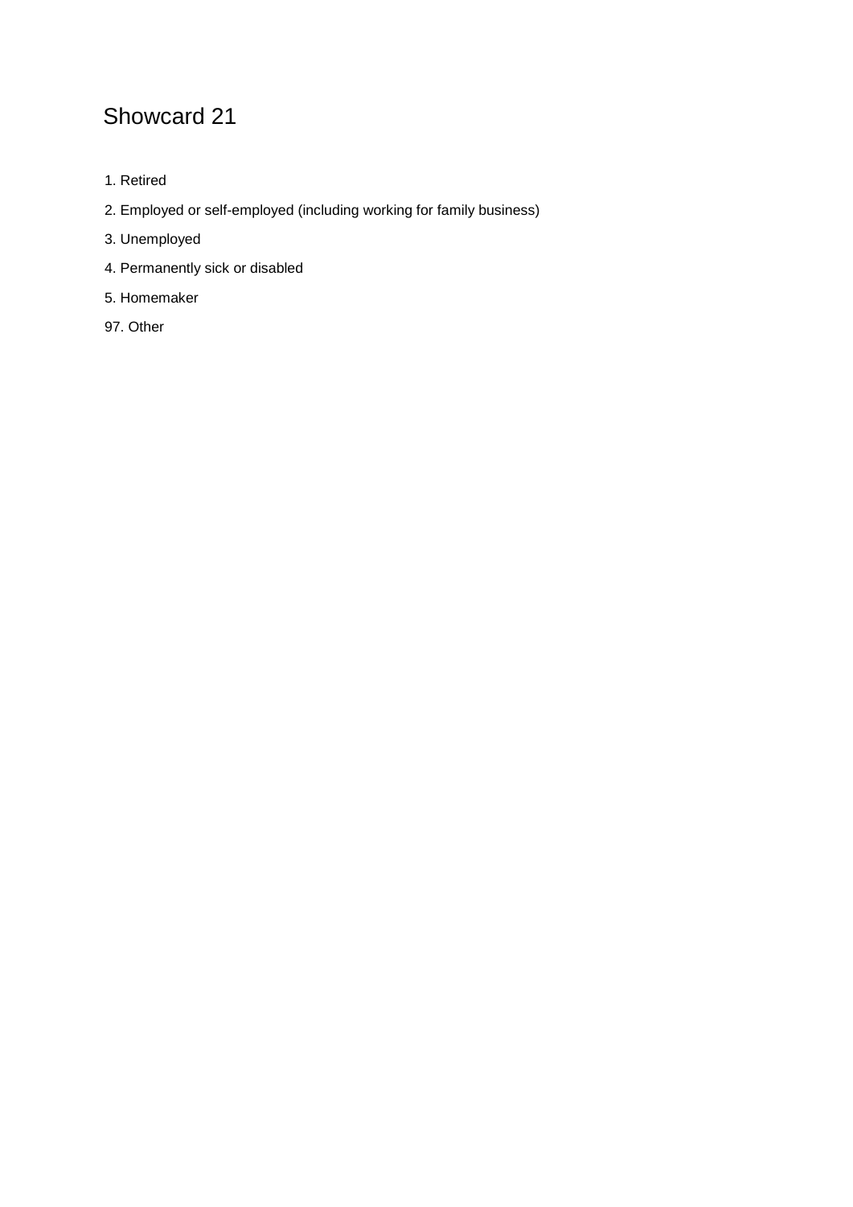# Showcard 21

1. Retired
2. Employed or self-employed (including working for family business)
3. Unemployed
4. Permanently sick or disabled
5. Homemaker

97. Other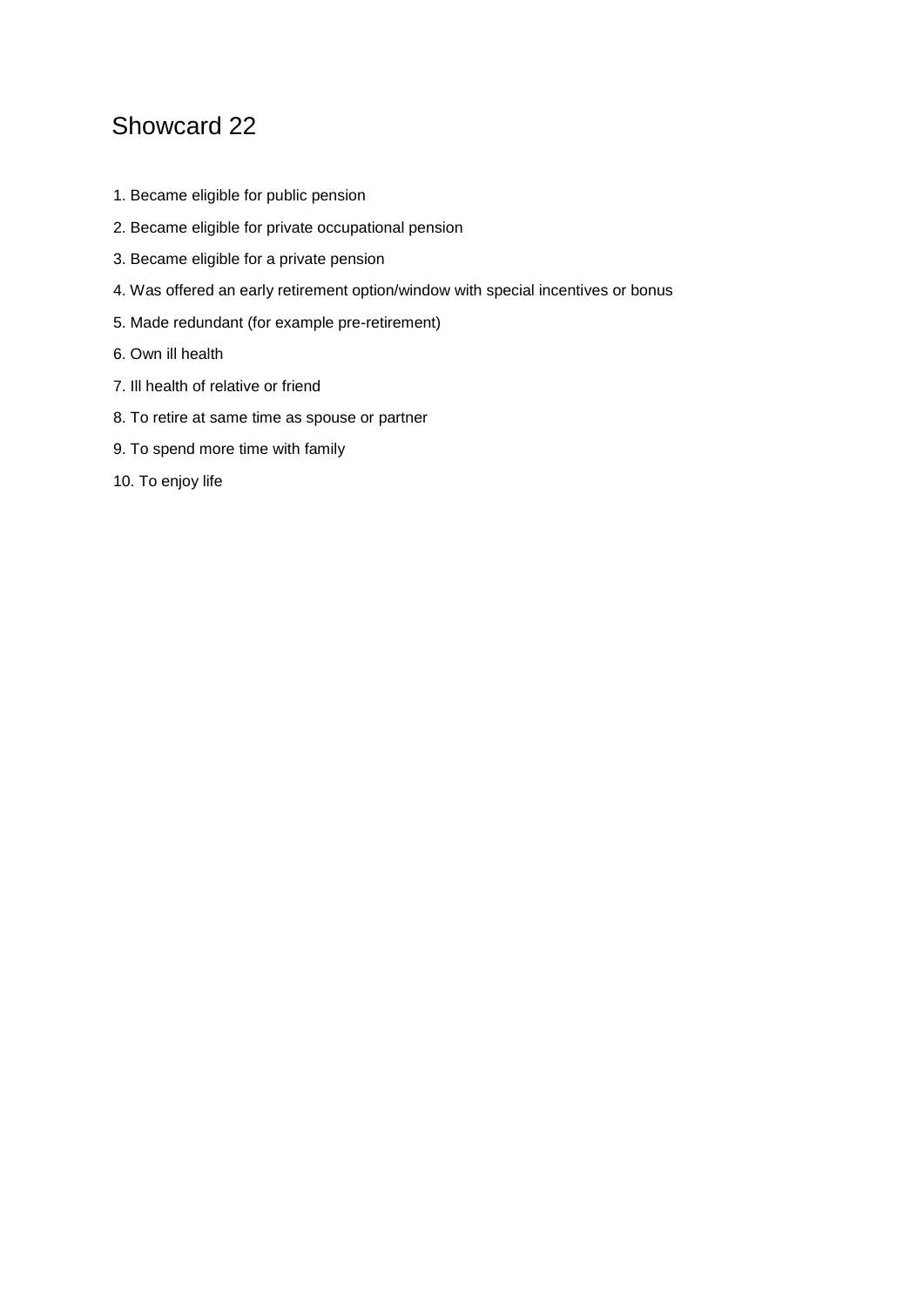# Showcard 22

1. Became eligible for public pension
2. Became eligible for private occupational pension
3. Became eligible for a private pension
4. Was offered an early retirement option/window with special incentives or bonus
5. Made redundant (for example pre-retirement)
6. Own ill health
7. Ill health of relative or friend
8. To retire at same time as spouse or partner
9. To spend more time with family
10. To enjoy life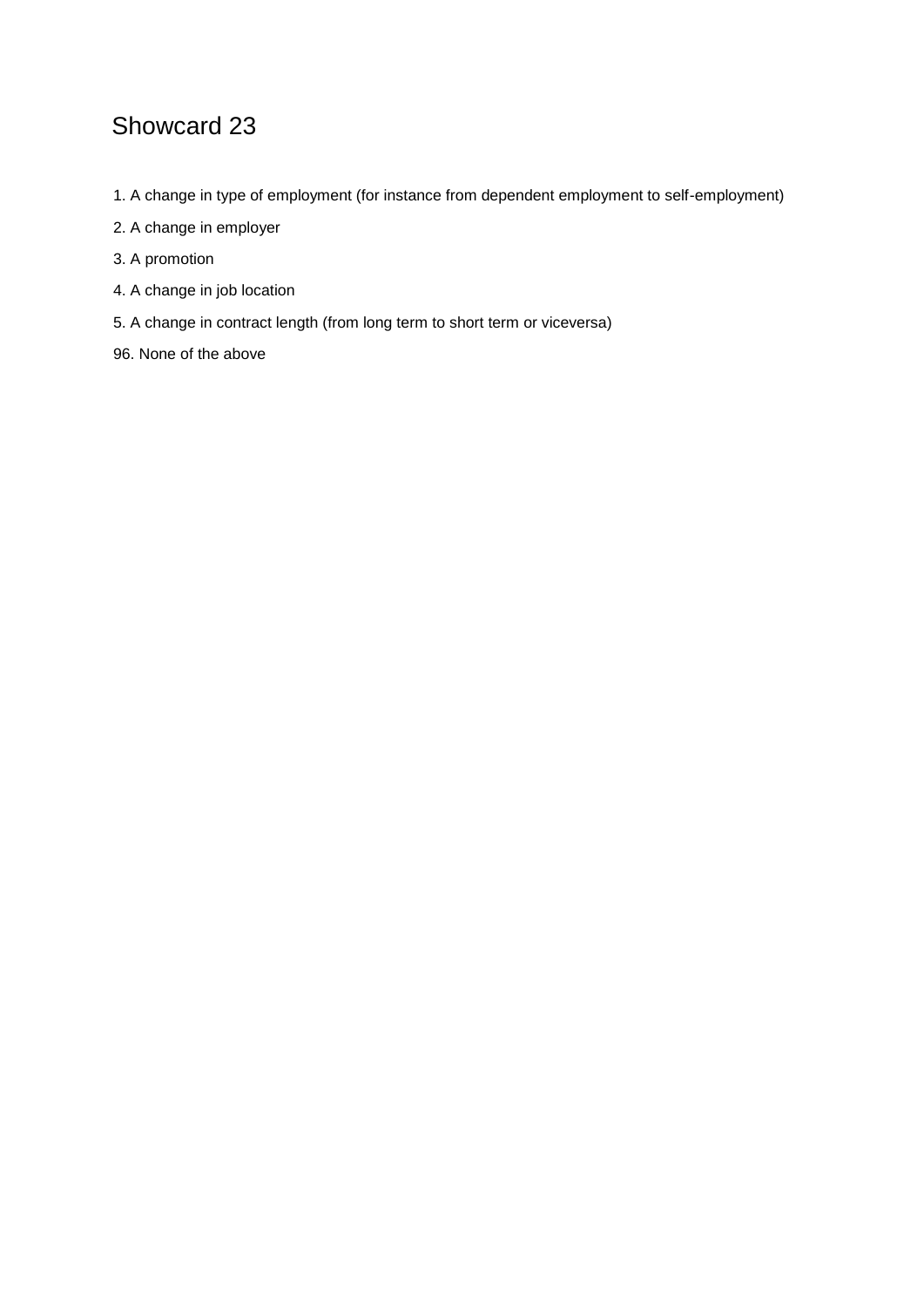# Showcard 23

1. A change in type of employment (for instance from dependent employment to self-employment)
2. A change in employer
3. A promotion
4. A change in job location
5. A change in contract length (from long term to short term or viceversa)

96. None of the above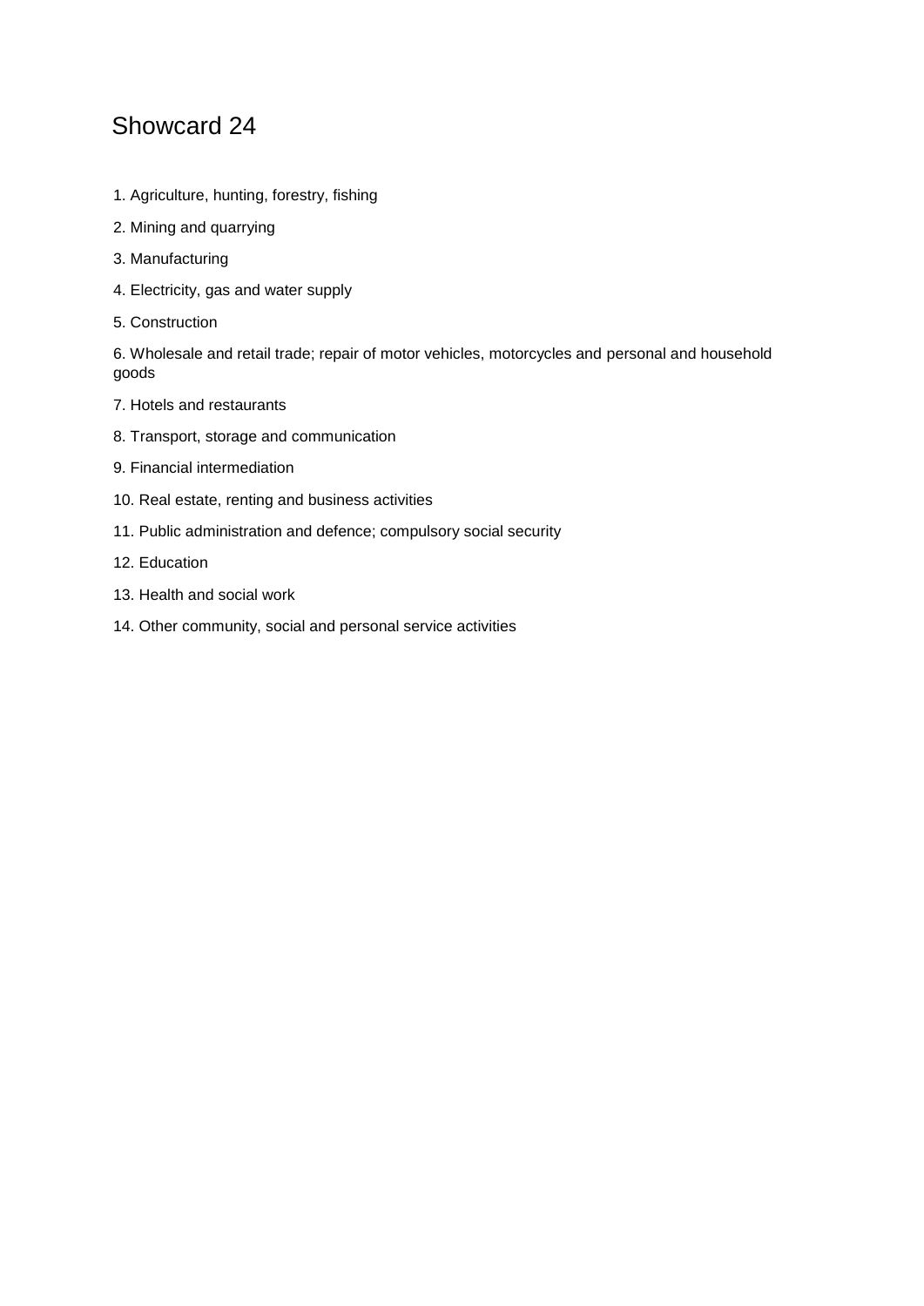# Showcard 24

1. Agriculture, hunting, forestry, fishing
2. Mining and quarrying
3. Manufacturing
4. Electricity, gas and water supply
5. Construction
6. Wholesale and retail trade; repair of motor vehicles, motorcycles and personal and household goods
7. Hotels and restaurants
8. Transport, storage and communication
9. Financial intermediation
10. Real estate, renting and business activities
11. Public administration and defence; compulsory social security
12. Education
13. Health and social work
14. Other community, social and personal service activities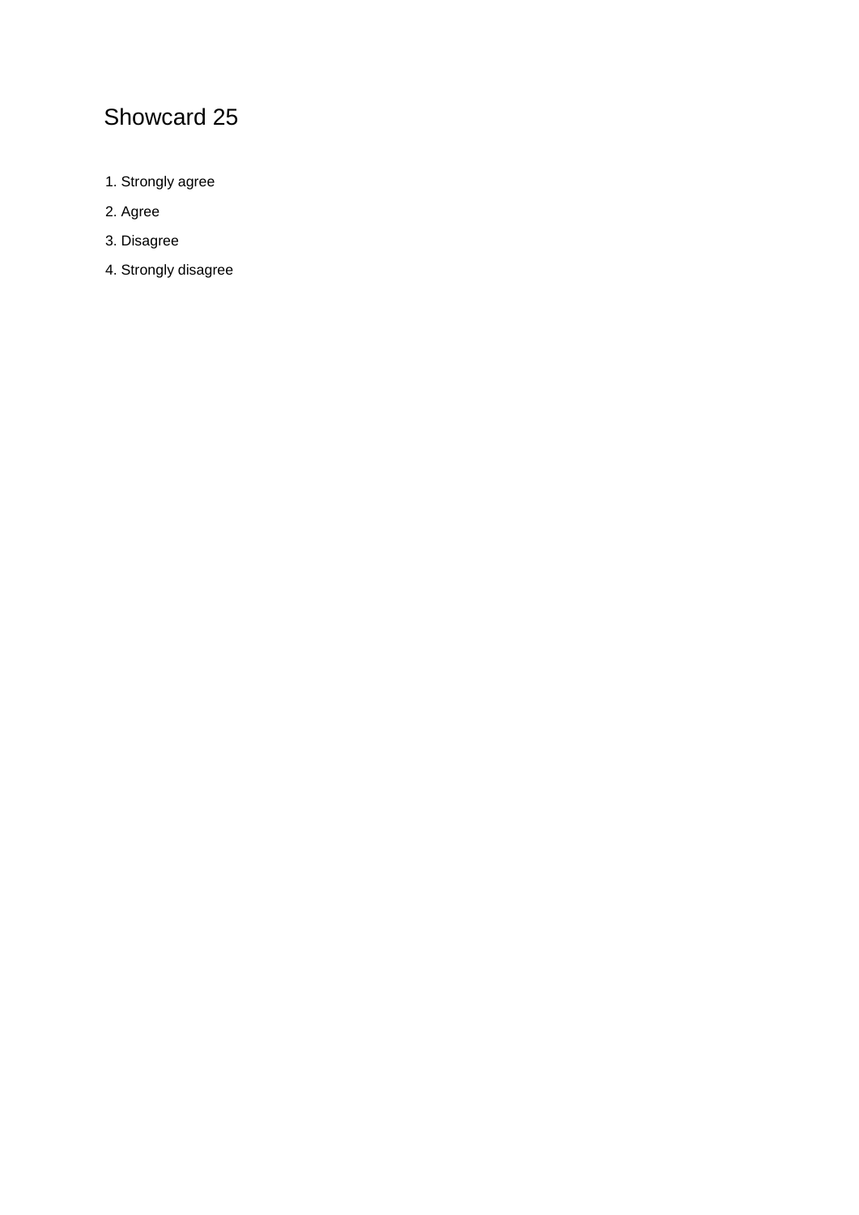# Showcard 25

1. Strongly agree
2. Agree
3. Disagree
4. Strongly disagree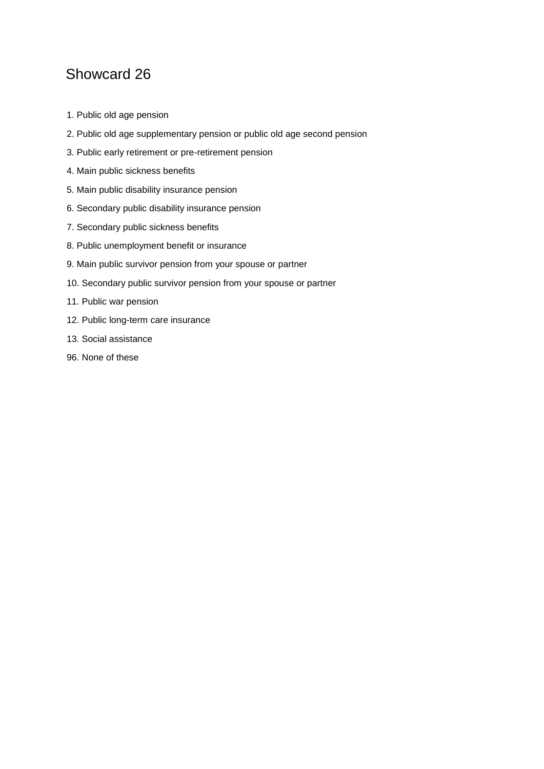# Showcard 26

1. Public old age pension
2. Public old age supplementary pension or public old age second pension
3. Public early retirement or pre-retirement pension
4. Main public sickness benefits
5. Main public disability insurance pension
6. Secondary public disability insurance pension
7. Secondary public sickness benefits
8. Public unemployment benefit or insurance
9. Main public survivor pension from your spouse or partner
10. Secondary public survivor pension from your spouse or partner
11. Public war pension
12. Public long-term care insurance
13. Social assistance
96. None of these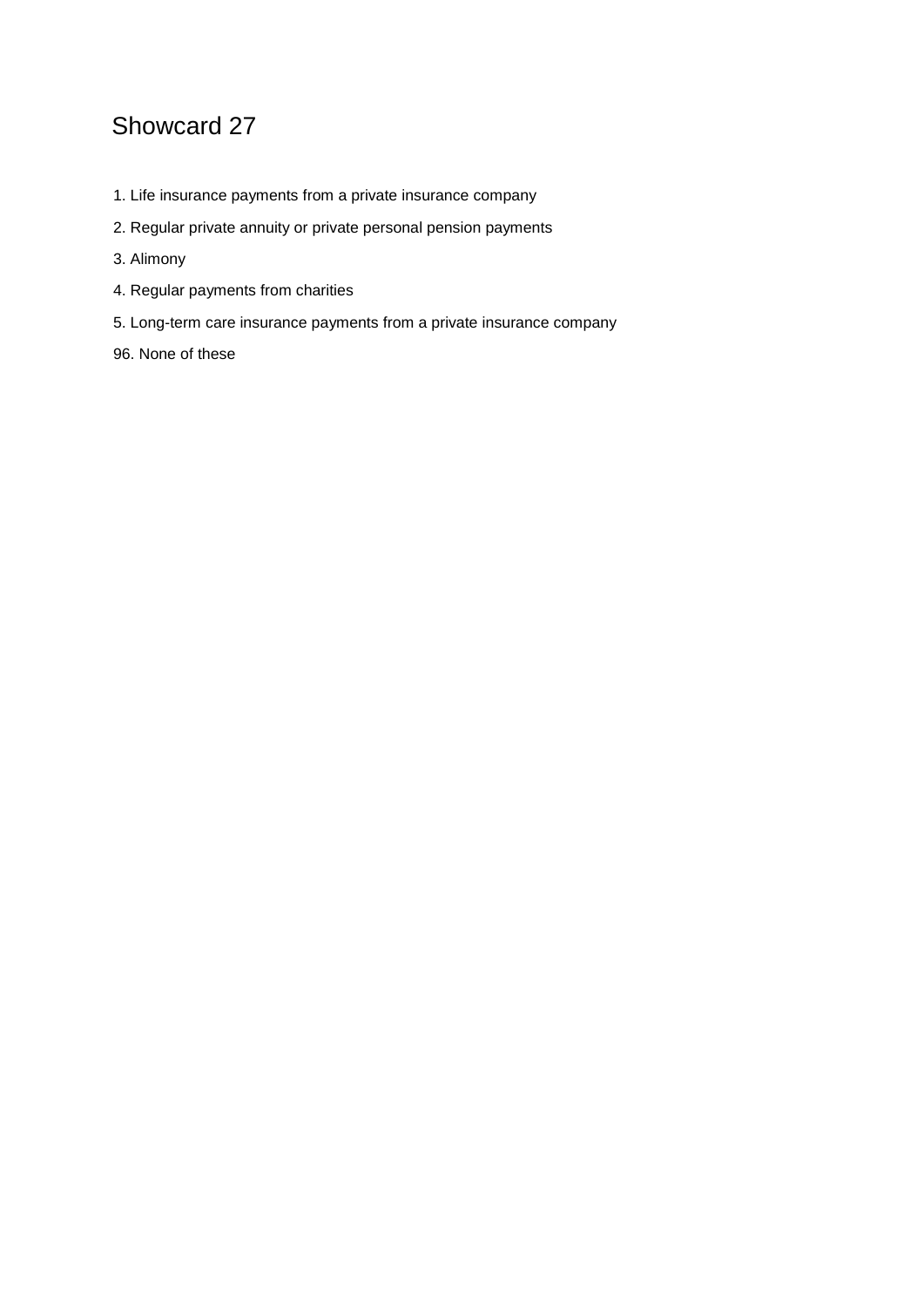# Showcard 27

1. Life insurance payments from a private insurance company
2. Regular private annuity or private personal pension payments
3. Alimony
4. Regular payments from charities
5. Long-term care insurance payments from a private insurance company

96. None of these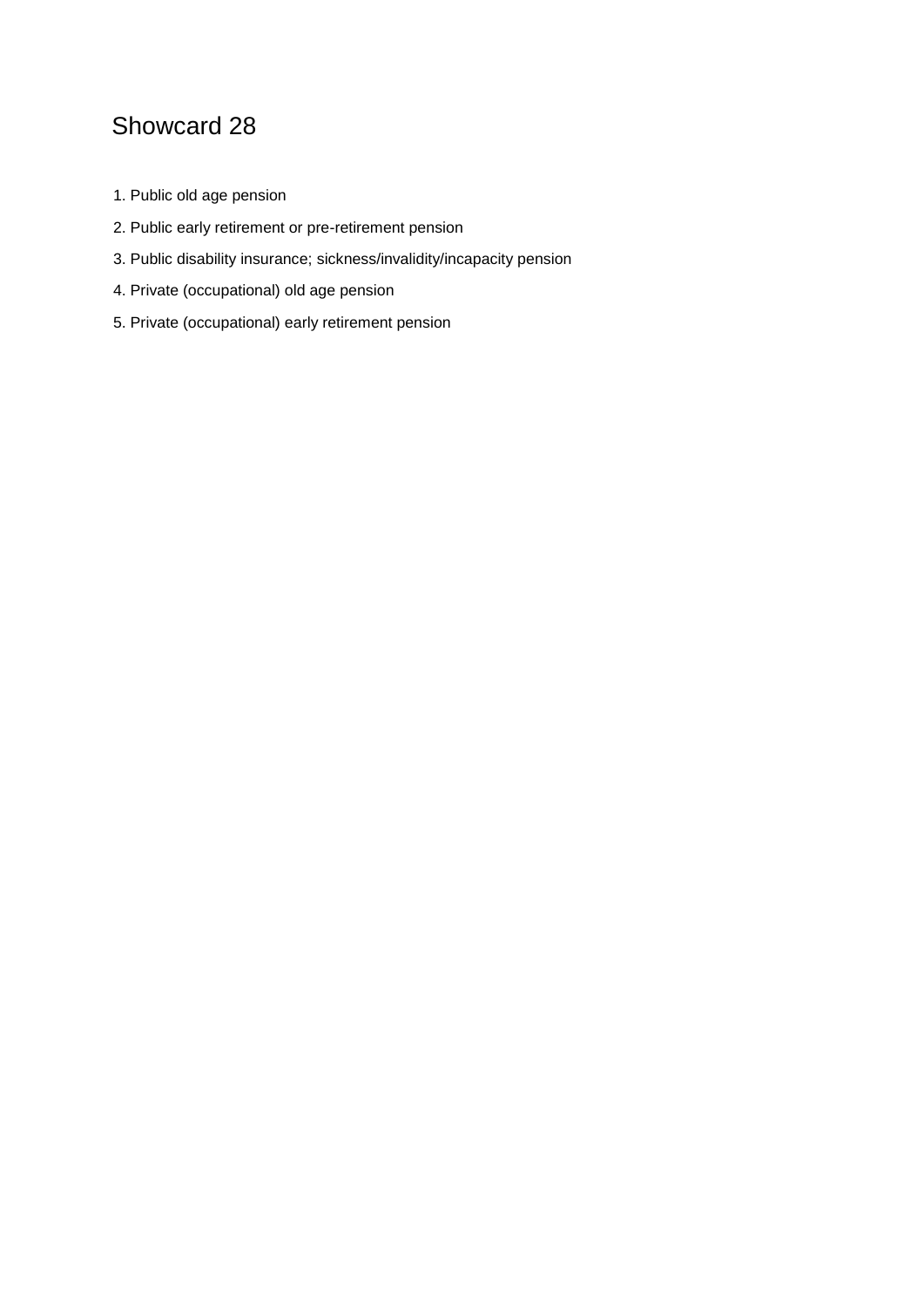# Showcard 28

1. Public old age pension
2. Public early retirement or pre-retirement pension
3. Public disability insurance; sickness/invalidity/incapacity pension
4. Private (occupational) old age pension
5. Private (occupational) early retirement pension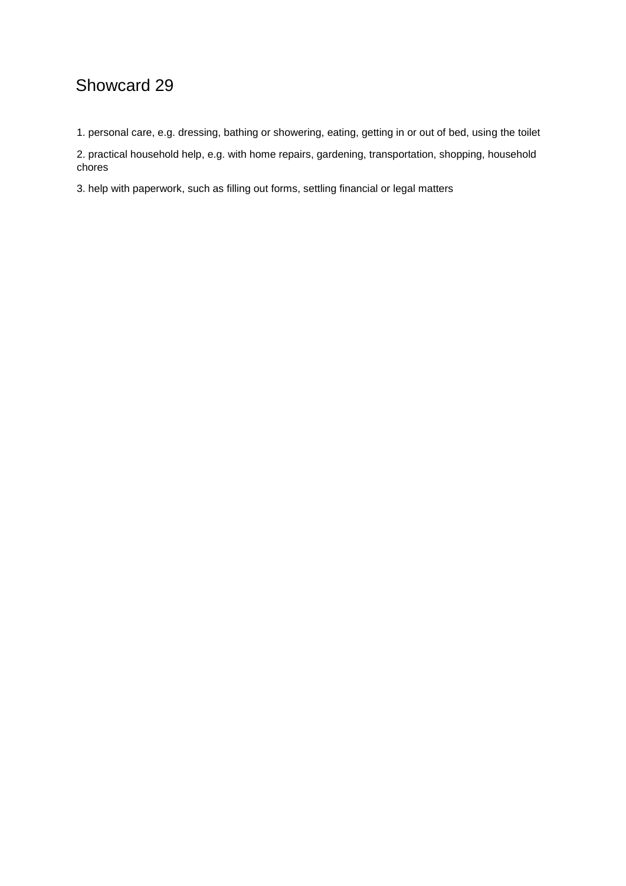# Showcard 29

1. personal care, e.g. dressing, bathing or showering, eating, getting in or out of bed, using the toilet

2. practical household help, e.g. with home repairs, gardening, transportation, shopping, household chores

3. help with paperwork, such as filling out forms, settling financial or legal matters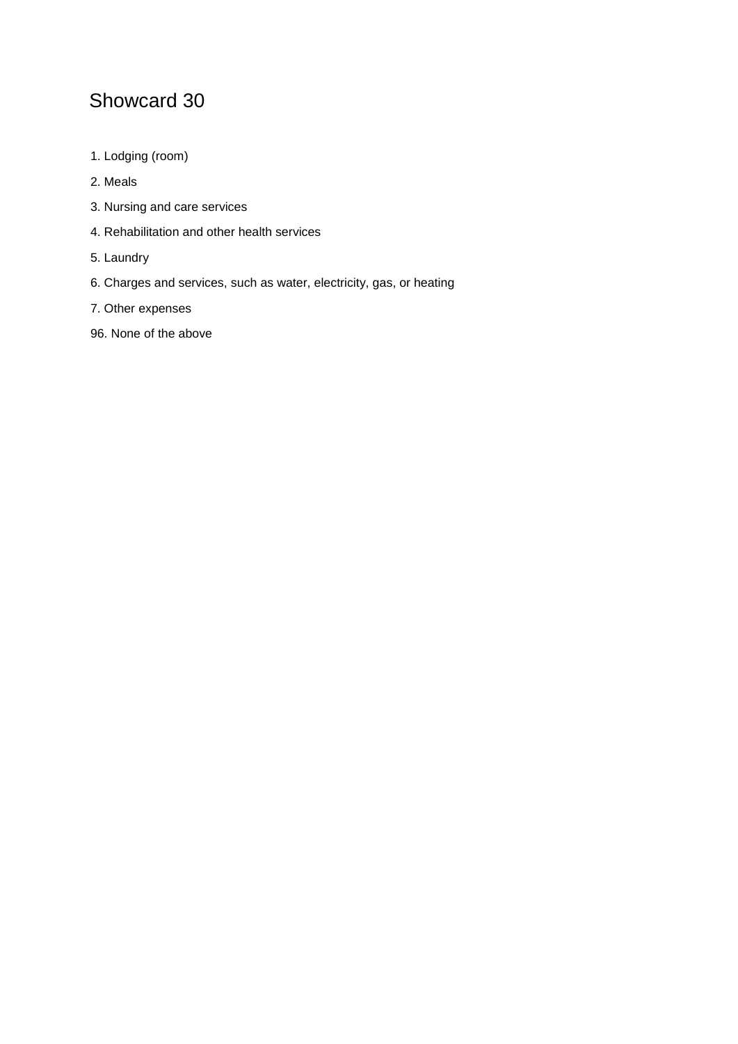# Showcard 30

1. Lodging (room)
2. Meals
3. Nursing and care services
4. Rehabilitation and other health services
5. Laundry
6. Charges and services, such as water, electricity, gas, or heating
7. Other expenses

96. None of the above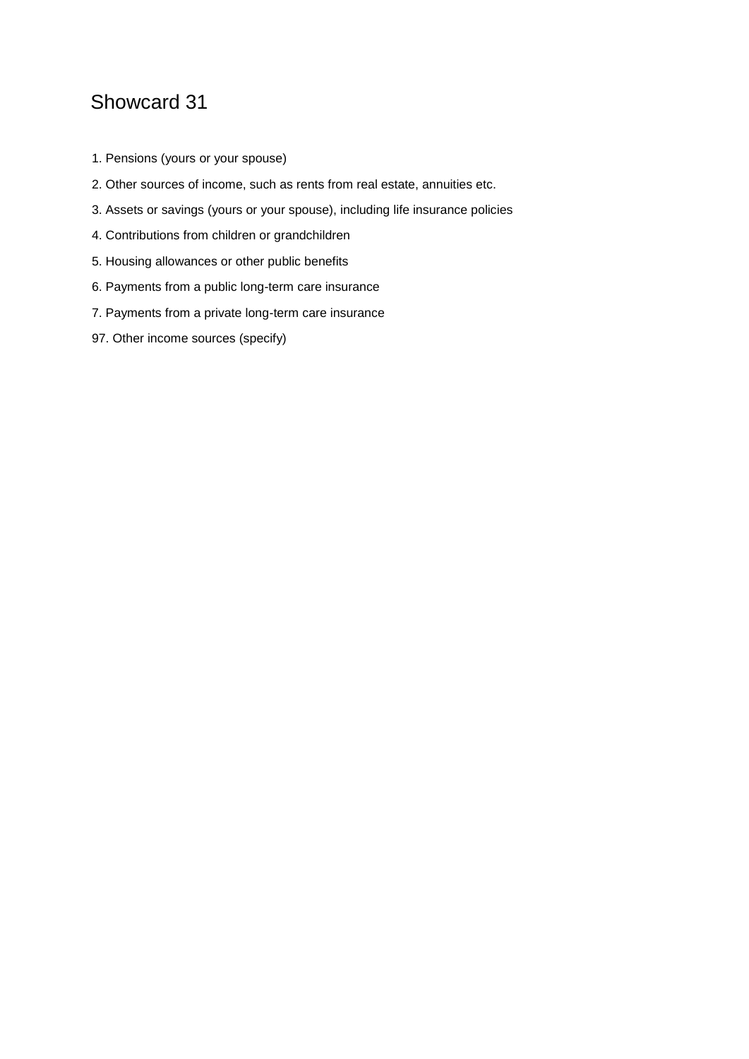# Showcard 31

1. Pensions (yours or your spouse)
2. Other sources of income, such as rents from real estate, annuities etc.
3. Assets or savings (yours or your spouse), including life insurance policies
4. Contributions from children or grandchildren
5. Housing allowances or other public benefits
6. Payments from a public long-term care insurance
7. Payments from a private long-term care insurance

97. Other income sources (specify)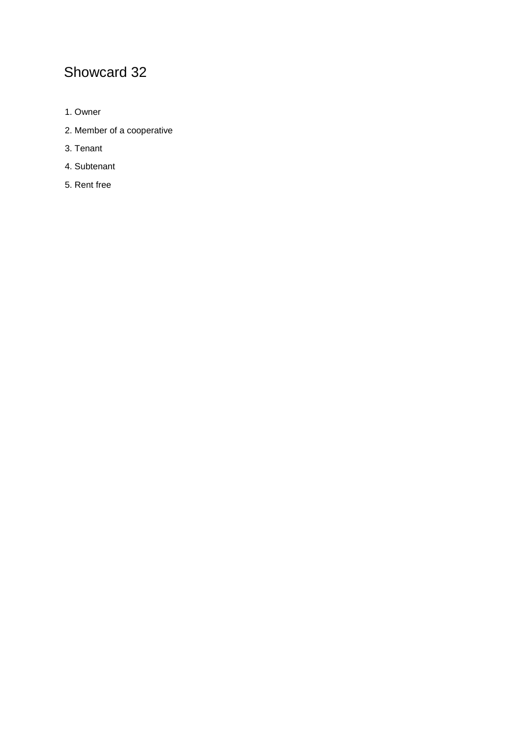# Showcard 32

1. Owner
2. Member of a cooperative
3. Tenant
4. Subtenant
5. Rent free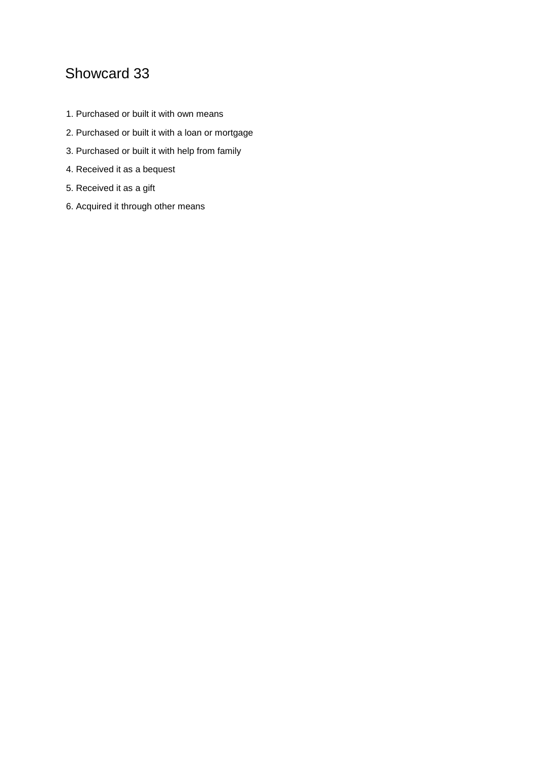# Showcard 33

1. Purchased or built it with own means
2. Purchased or built it with a loan or mortgage
3. Purchased or built it with help from family
4. Received it as a bequest
5. Received it as a gift
6. Acquired it through other means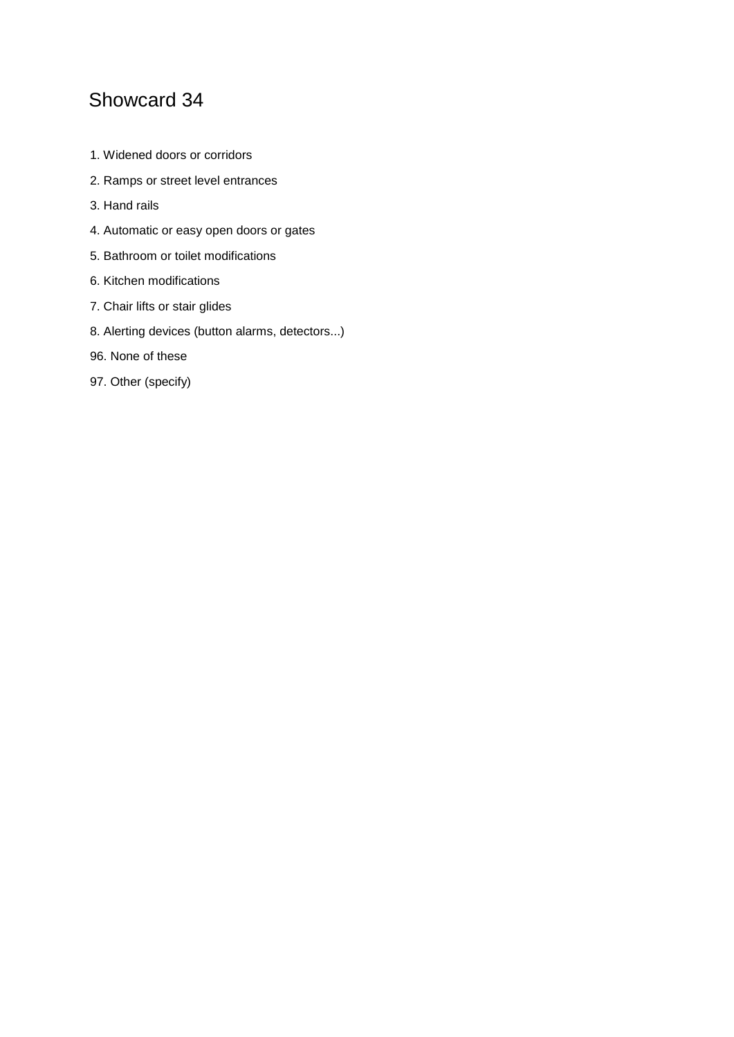# Showcard 34

1. Widened doors or corridors
2. Ramps or street level entrances
3. Hand rails
4. Automatic or easy open doors or gates
5. Bathroom or toilet modifications
6. Kitchen modifications
7. Chair lifts or stair glides
8. Alerting devices (button alarms, detectors...)

96. None of these

97. Other (specify)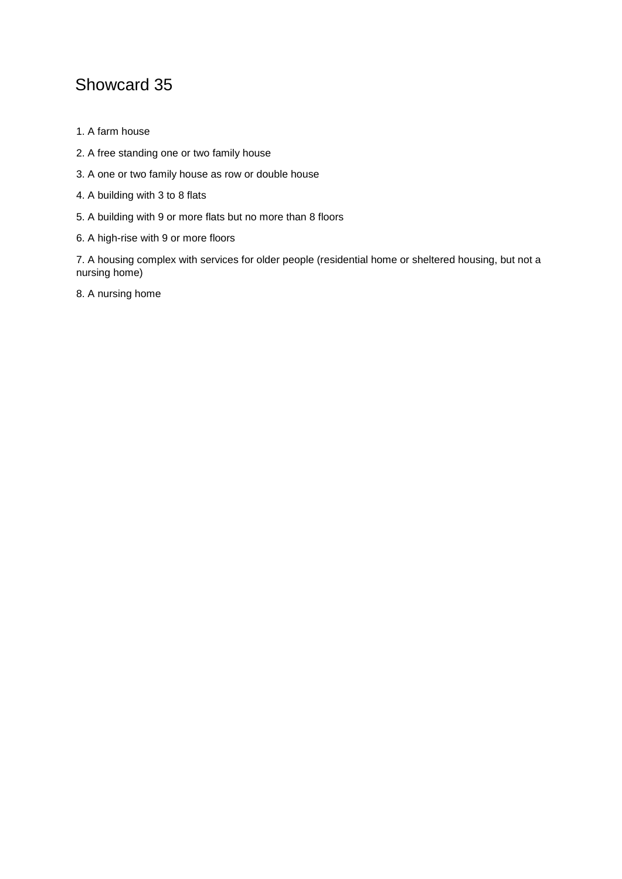# Showcard 35

1. A farm house
2. A free standing one or two family house
3. A one or two family house as row or double house
4. A building with 3 to 8 flats
5. A building with 9 or more flats but no more than 8 floors
6. A high-rise with 9 or more floors
7. A housing complex with services for older people (residential home or sheltered housing, but not a nursing home)
8. A nursing home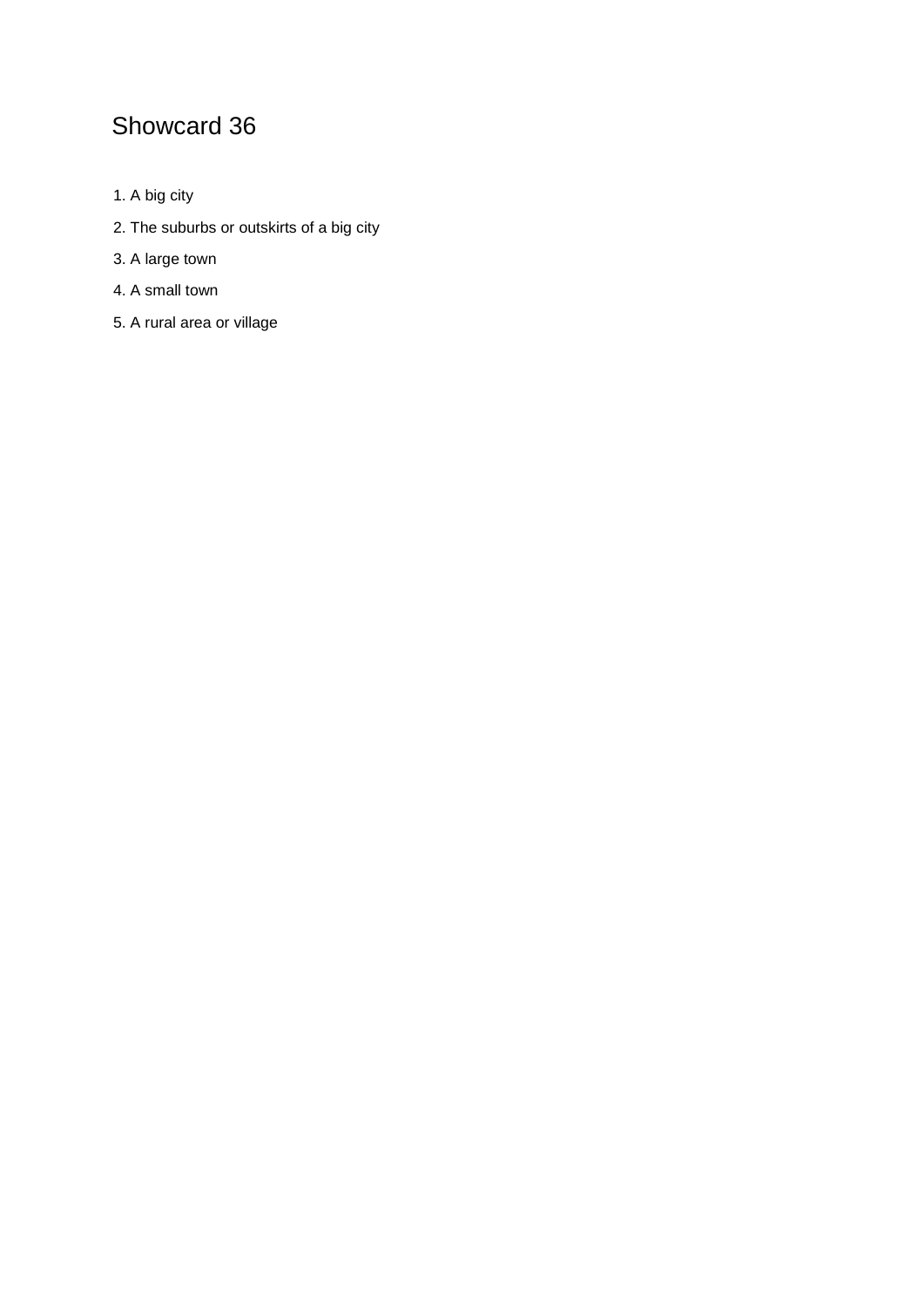# Showcard 36

1. A big city
2. The suburbs or outskirts of a big city
3. A large town
4. A small town
5. A rural area or village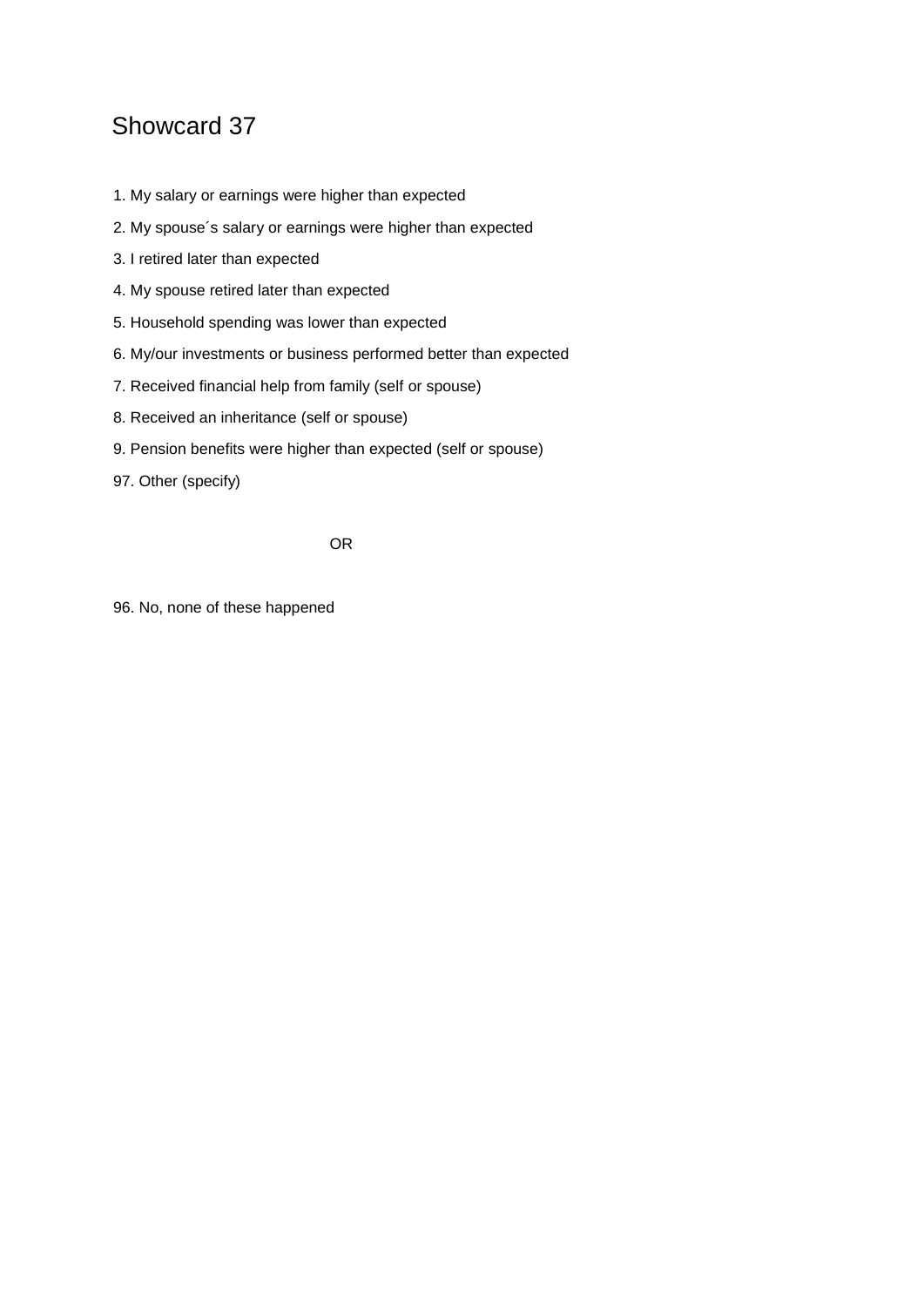# Showcard 37

1. My salary or earnings were higher than expected
2. My spouse´s salary or earnings were higher than expected
3. I retired later than expected
4. My spouse retired later than expected
5. Household spending was lower than expected
6. My/our investments or business performed better than expected
7. Received financial help from family (self or spouse)
8. Received an inheritance (self or spouse)
9. Pension benefits were higher than expected (self or spouse)

97. Other (specify)

OR

96. No, none of these happened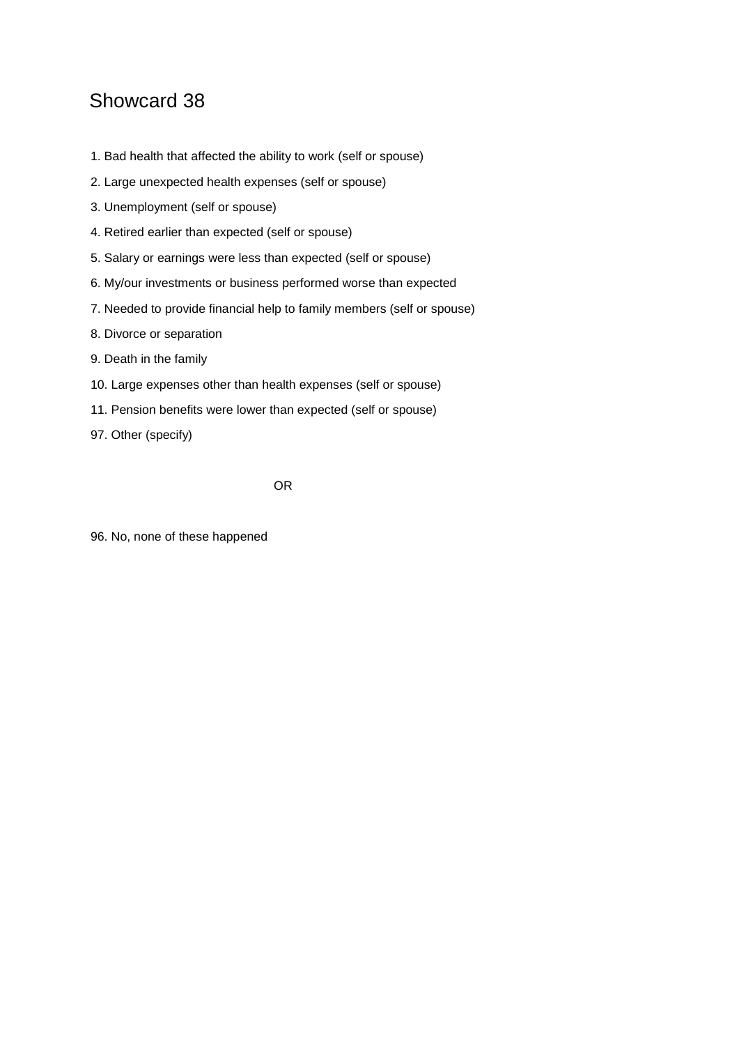# Showcard 38

1. Bad health that affected the ability to work (self or spouse)
2. Large unexpected health expenses (self or spouse)
3. Unemployment (self or spouse)
4. Retired earlier than expected (self or spouse)
5. Salary or earnings were less than expected (self or spouse)
6. My/our investments or business performed worse than expected
7. Needed to provide financial help to family members (self or spouse)
8. Divorce or separation
9. Death in the family
10. Large expenses other than health expenses (self or spouse)
11. Pension benefits were lower than expected (self or spouse)

97. Other (specify)

OR

96. No, none of these happened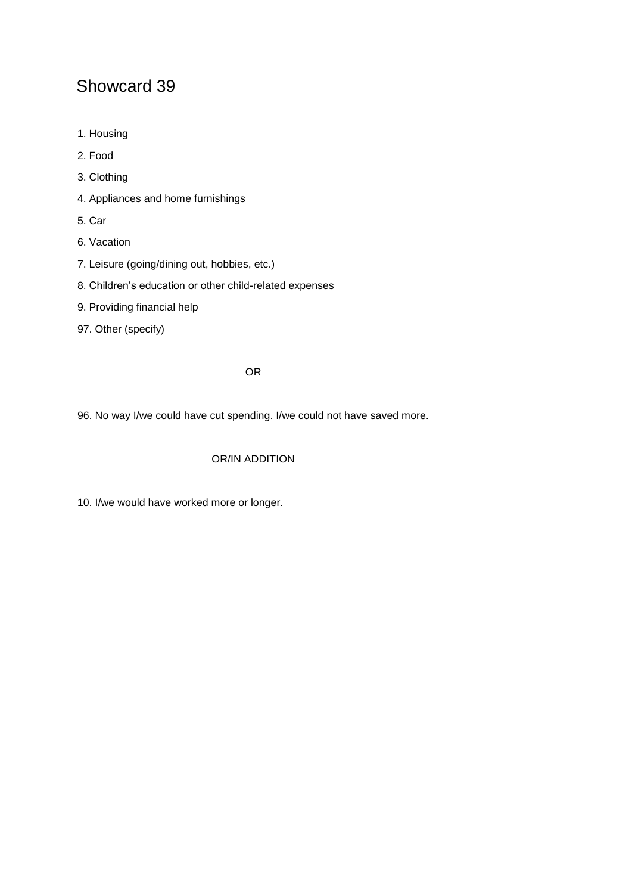# Showcard 39

1. Housing
2. Food
3. Clothing
4. Appliances and home furnishings
5. Car
6. Vacation
7. Leisure (going/dining out, hobbies, etc.)
8. Children's education or other child-related expenses
9. Providing financial help

97. Other (specify)

OR

96. No way I/we could have cut spending. I/we could not have saved more.

OR/IN ADDITION

10. I/we would have worked more or longer.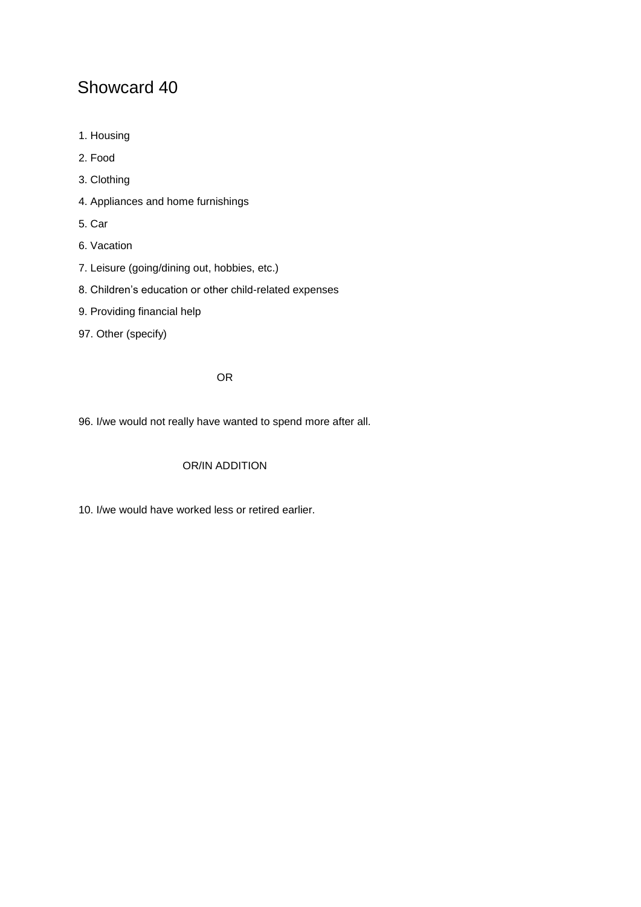# Showcard 40

1. Housing
2. Food
3. Clothing
4. Appliances and home furnishings
5. Car
6. Vacation
7. Leisure (going/dining out, hobbies, etc.)
8. Children’s education or other child-related expenses
9. Providing financial help

97. Other (specify)

OR

96. I/we would not really have wanted to spend more after all.

OR/IN ADDITION

10. I/we would have worked less or retired earlier.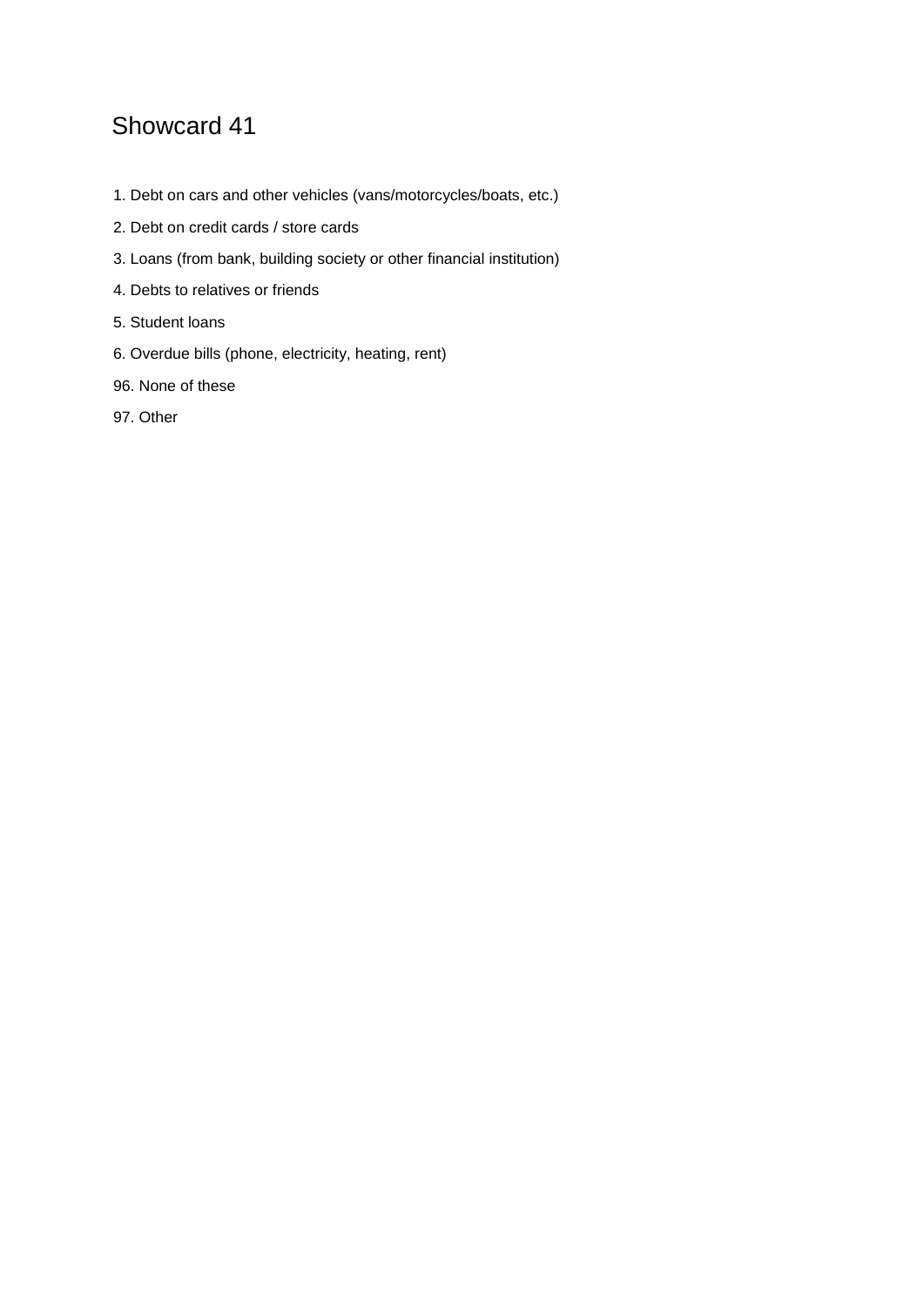# Showcard 41

1. Debt on cars and other vehicles (vans/motorcycles/boats, etc.)
2. Debt on credit cards / store cards
3. Loans (from bank, building society or other financial institution)
4. Debts to relatives or friends
5. Student loans
6. Overdue bills (phone, electricity, heating, rent)

96. None of these

97. Other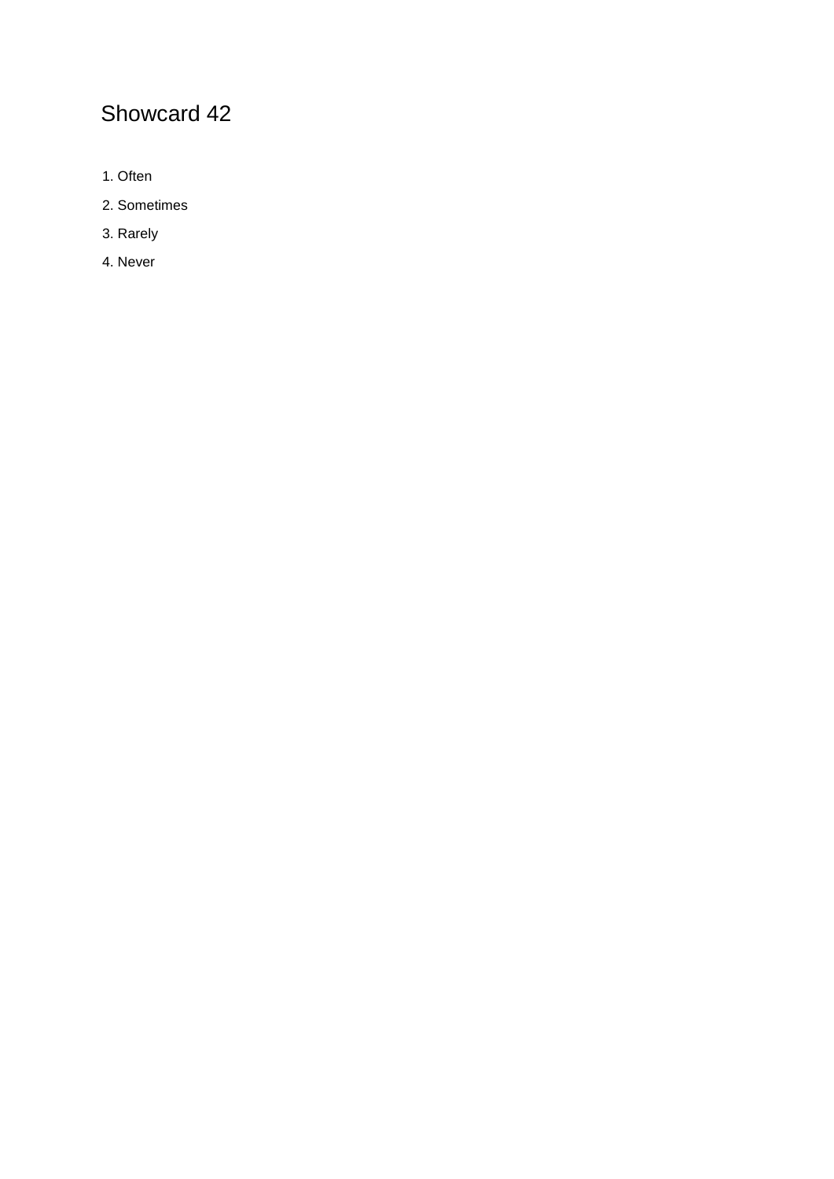# Showcard 42

1. Often
2. Sometimes
3. Rarely
4. Never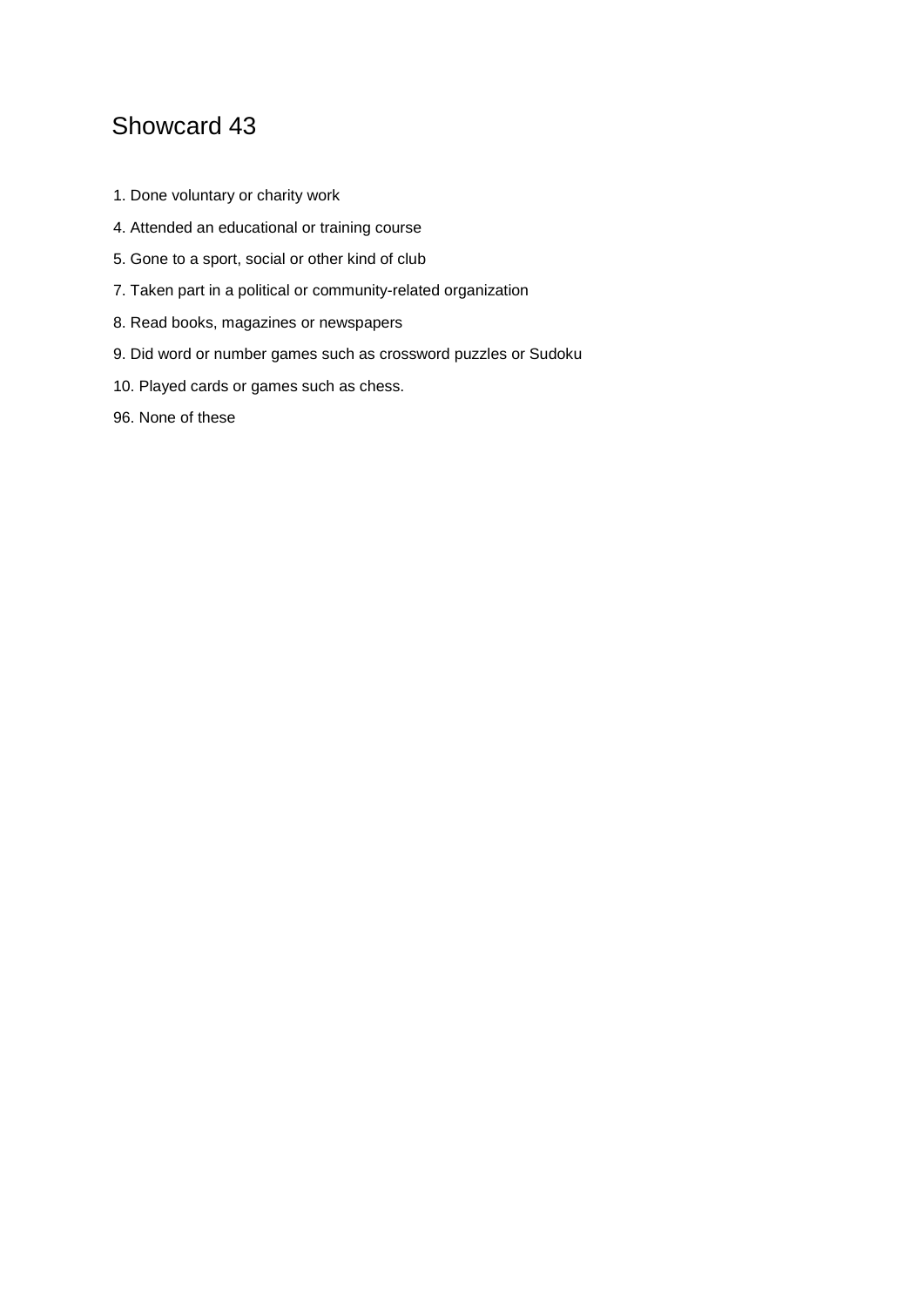# Showcard 43

1. Done voluntary or charity work
4. Attended an educational or training course
5. Gone to a sport, social or other kind of club
7. Taken part in a political or community-related organization
8. Read books, magazines or newspapers
9. Did word or number games such as crossword puzzles or Sudoku
10. Played cards or games such as chess.
96. None of these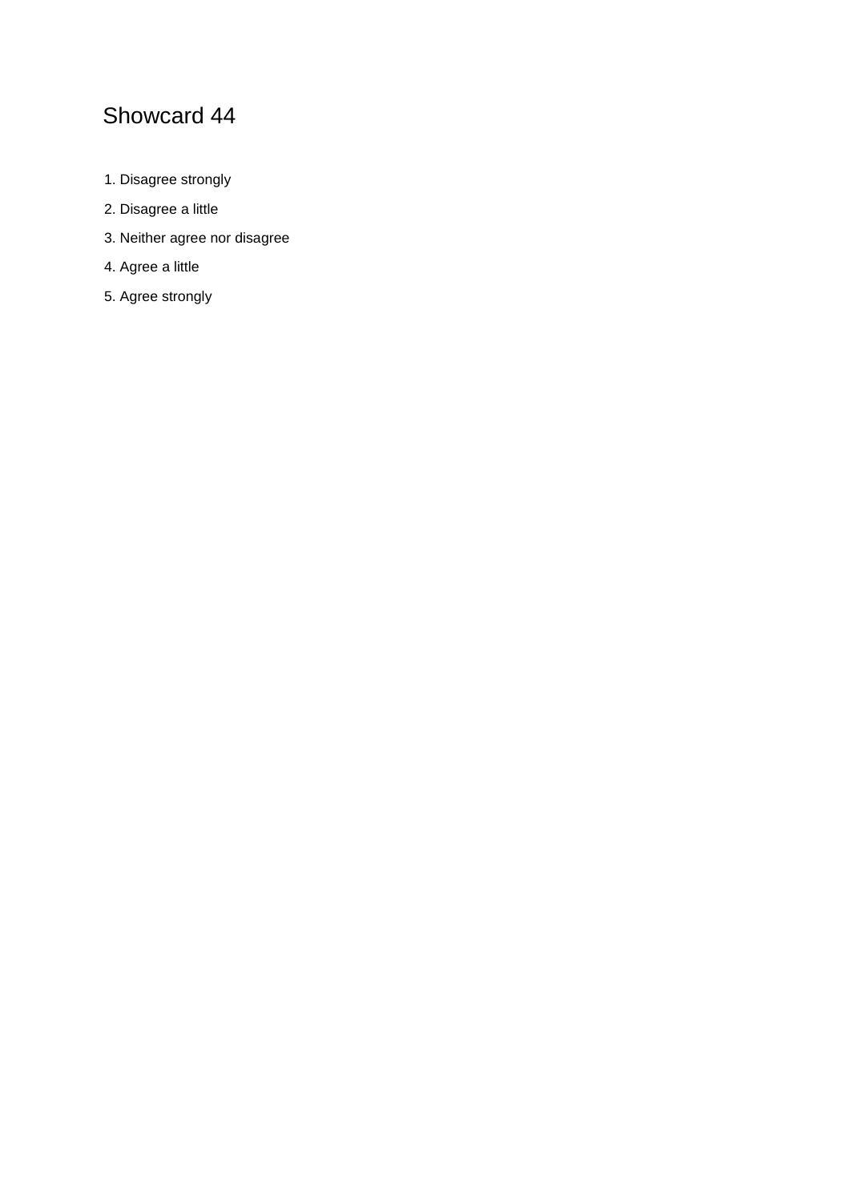# Showcard 44

1. Disagree strongly
2. Disagree a little
3. Neither agree nor disagree
4. Agree a little
5. Agree strongly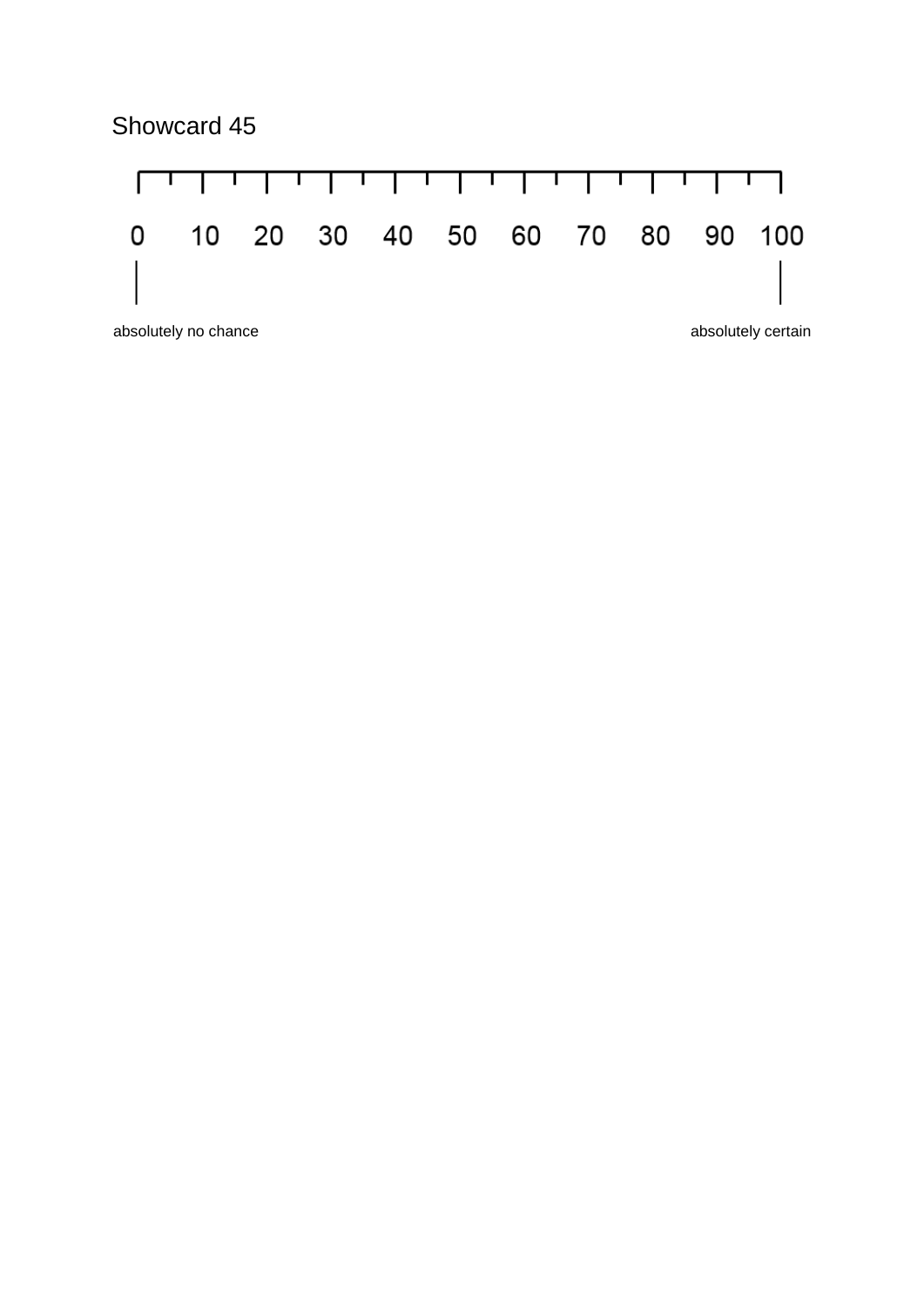# Showcard 45

0 10 20 30 40 50 60 70 80 90 100

absolutely no chance — absolutely certain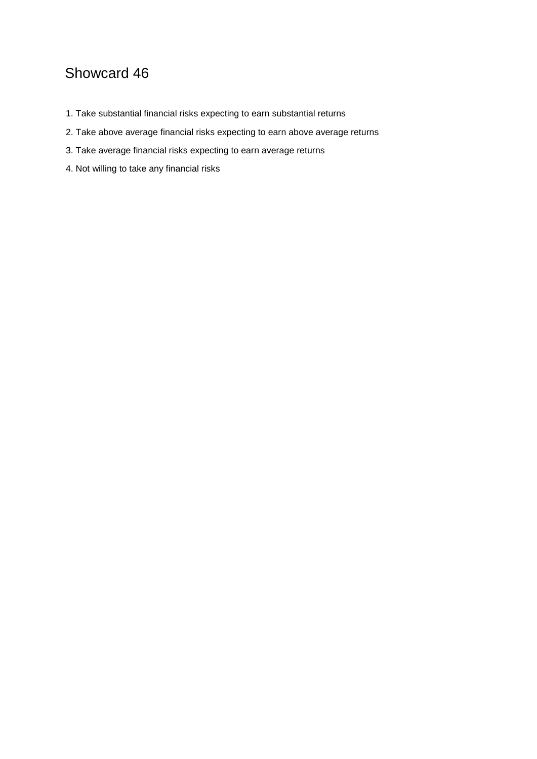# Showcard 46

1. Take substantial financial risks expecting to earn substantial returns
2. Take above average financial risks expecting to earn above average returns
3. Take average financial risks expecting to earn average returns
4. Not willing to take any financial risks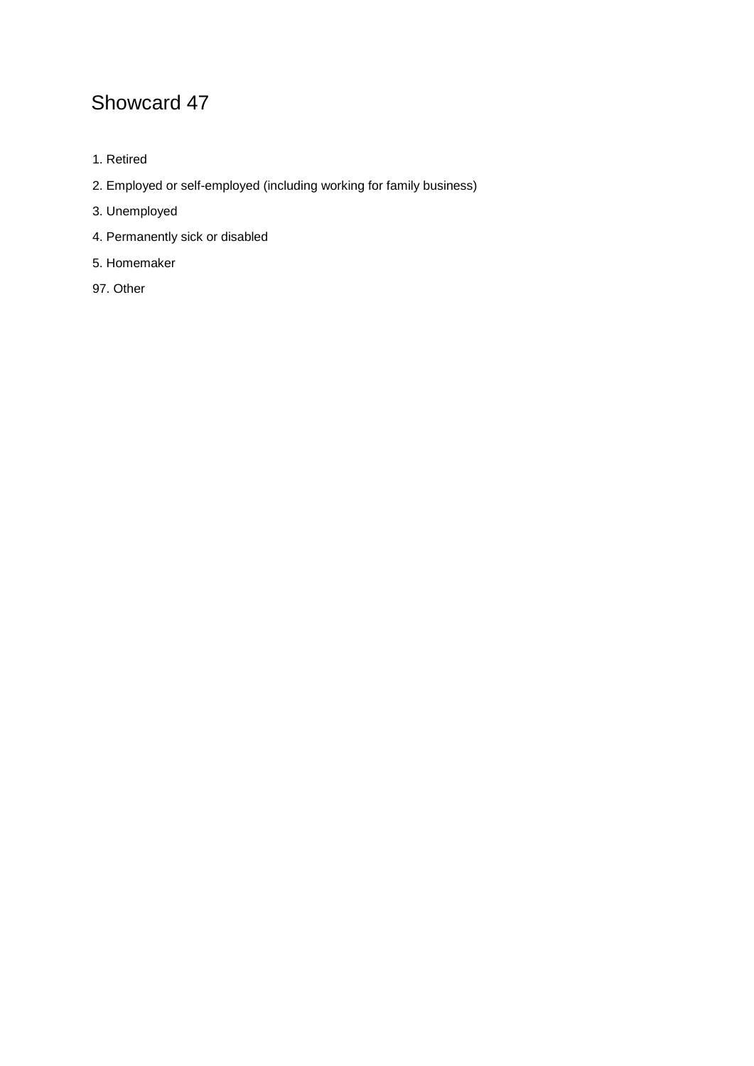# Showcard 47

1. Retired
2. Employed or self-employed (including working for family business)
3. Unemployed
4. Permanently sick or disabled
5. Homemaker

97. Other